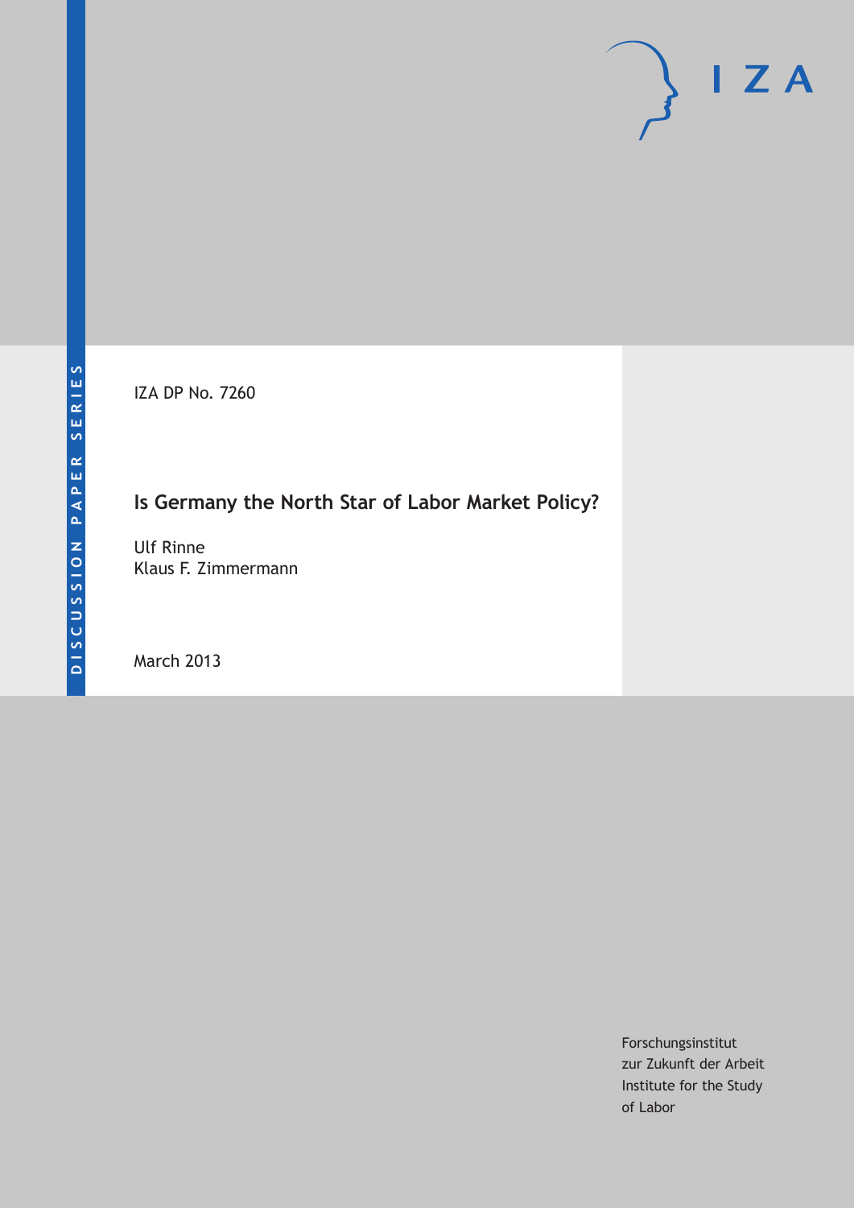DISCUSSION PAPER SERIES

IZA

IZA DP No. 7260

# Is Germany the North Star of Labor Market Policy?

Ulf Rinne
Klaus F. Zimmermann

March 2013

Forschungsinstitut
zur Zukunft der Arbeit
Institute for the Study
of Labor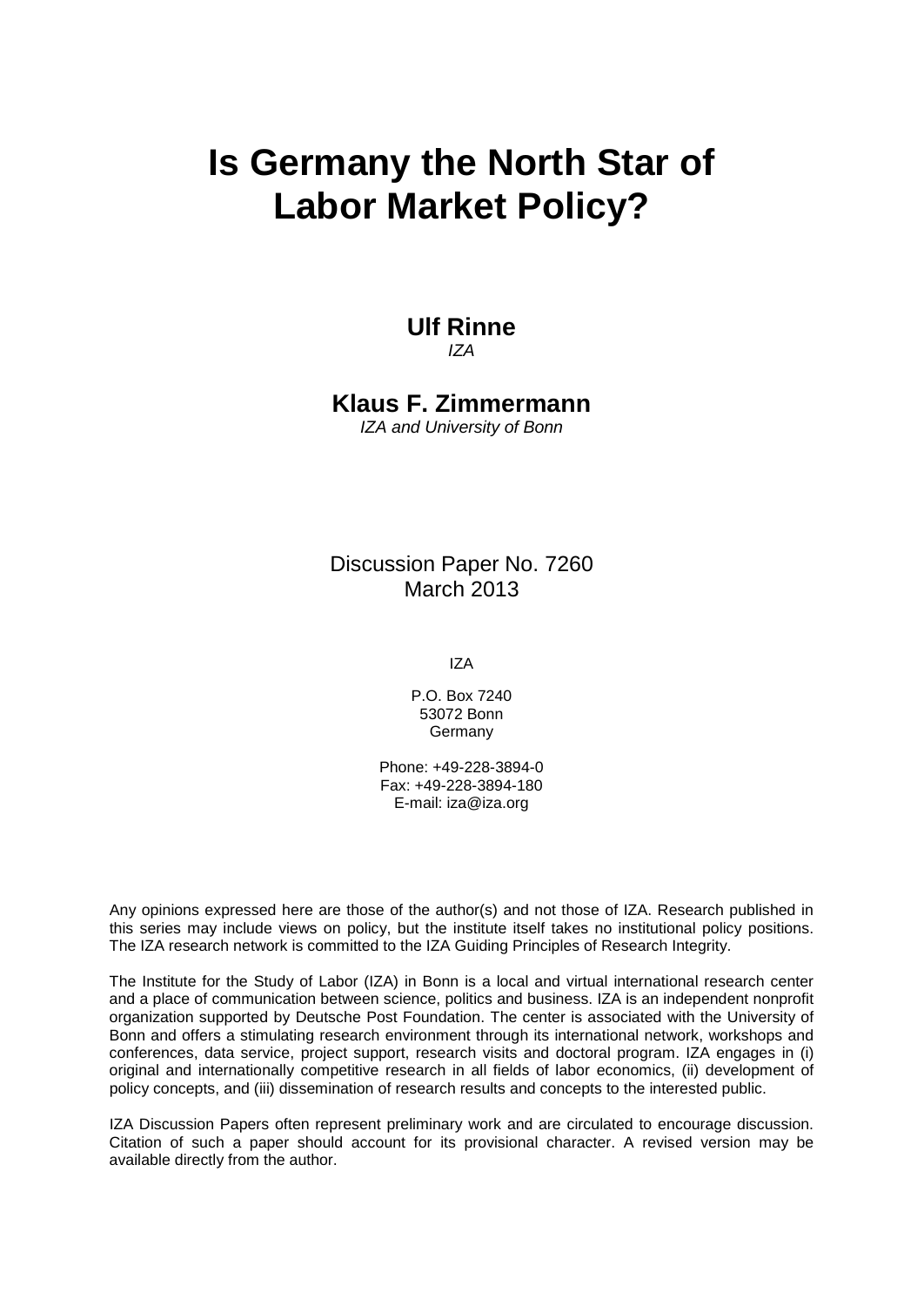# Is Germany the North Star of Labor Market Policy?

**Ulf Rinne**
*IZA*

**Klaus F. Zimmermann**
*IZA and University of Bonn*

Discussion Paper No. 7260
March 2013

IZA

P.O. Box 7240
53072 Bonn
Germany

Phone: +49-228-3894-0
Fax: +49-228-3894-180
E-mail: iza@iza.org

Any opinions expressed here are those of the author(s) and not those of IZA. Research published in this series may include views on policy, but the institute itself takes no institutional policy positions. The IZA research network is committed to the IZA Guiding Principles of Research Integrity.

The Institute for the Study of Labor (IZA) in Bonn is a local and virtual international research center and a place of communication between science, politics and business. IZA is an independent nonprofit organization supported by Deutsche Post Foundation. The center is associated with the University of Bonn and offers a stimulating research environment through its international network, workshops and conferences, data service, project support, research visits and doctoral program. IZA engages in (i) original and internationally competitive research in all fields of labor economics, (ii) development of policy concepts, and (iii) dissemination of research results and concepts to the interested public.

IZA Discussion Papers often represent preliminary work and are circulated to encourage discussion. Citation of such a paper should account for its provisional character. A revised version may be available directly from the author.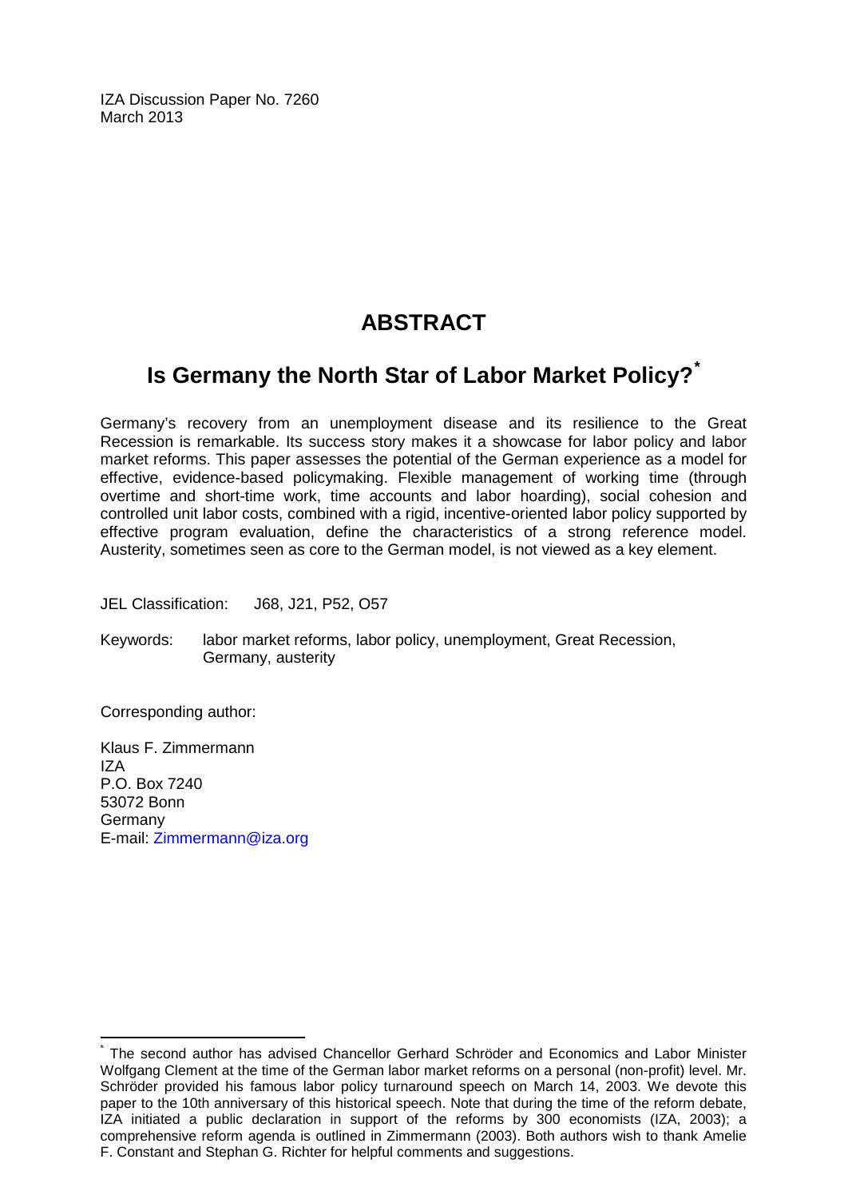IZA Discussion Paper No. 7260
March 2013

# ABSTRACT

## Is Germany the North Star of Labor Market Policy?*

Germany's recovery from an unemployment disease and its resilience to the Great Recession is remarkable. Its success story makes it a showcase for labor policy and labor market reforms. This paper assesses the potential of the German experience as a model for effective, evidence-based policymaking. Flexible management of working time (through overtime and short-time work, time accounts and labor hoarding), social cohesion and controlled unit labor costs, combined with a rigid, incentive-oriented labor policy supported by effective program evaluation, define the characteristics of a strong reference model. Austerity, sometimes seen as core to the German model, is not viewed as a key element.

JEL Classification: J68, J21, P52, O57

Keywords: labor market reforms, labor policy, unemployment, Great Recession, Germany, austerity

Corresponding author:

Klaus F. Zimmermann
IZA
P.O. Box 7240
53072 Bonn
Germany
E-mail: Zimmermann@iza.org

---

* The second author has advised Chancellor Gerhard Schröder and Economics and Labor Minister Wolfgang Clement at the time of the German labor market reforms on a personal (non-profit) level. Mr. Schröder provided his famous labor policy turnaround speech on March 14, 2003. We devote this paper to the 10th anniversary of this historical speech. Note that during the time of the reform debate, IZA initiated a public declaration in support of the reforms by 300 economists (IZA, 2003); a comprehensive reform agenda is outlined in Zimmermann (2003). Both authors wish to thank Amelie F. Constant and Stephan G. Richter for helpful comments and suggestions.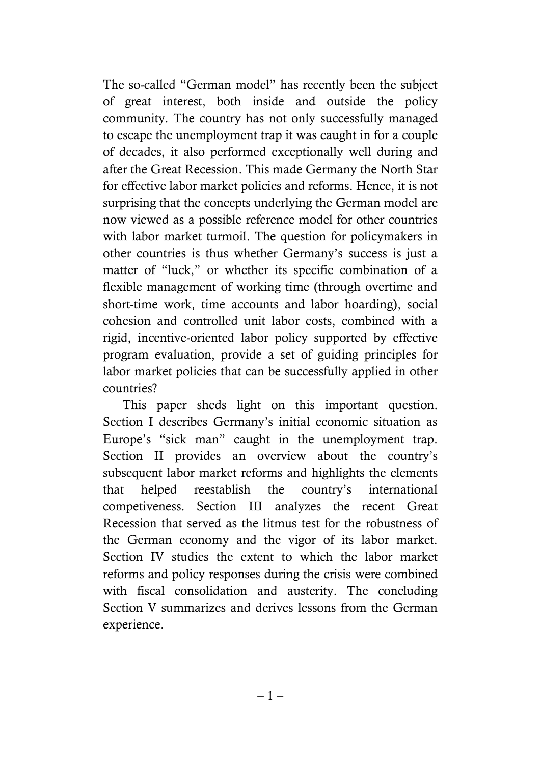The so-called "German model" has recently been the subject of great interest, both inside and outside the policy community. The country has not only successfully managed to escape the unemployment trap it was caught in for a couple of decades, it also performed exceptionally well during and after the Great Recession. This made Germany the North Star for effective labor market policies and reforms. Hence, it is not surprising that the concepts underlying the German model are now viewed as a possible reference model for other countries with labor market turmoil. The question for policymakers in other countries is thus whether Germany's success is just a matter of "luck," or whether its specific combination of a flexible management of working time (through overtime and short-time work, time accounts and labor hoarding), social cohesion and controlled unit labor costs, combined with a rigid, incentive-oriented labor policy supported by effective program evaluation, provide a set of guiding principles for labor market policies that can be successfully applied in other countries?

This paper sheds light on this important question. Section I describes Germany's initial economic situation as Europe's "sick man" caught in the unemployment trap. Section II provides an overview about the country's subsequent labor market reforms and highlights the elements that helped reestablish the country's international competiveness. Section III analyzes the recent Great Recession that served as the litmus test for the robustness of the German economy and the vigor of its labor market. Section IV studies the extent to which the labor market reforms and policy responses during the crisis were combined with fiscal consolidation and austerity. The concluding Section V summarizes and derives lessons from the German experience.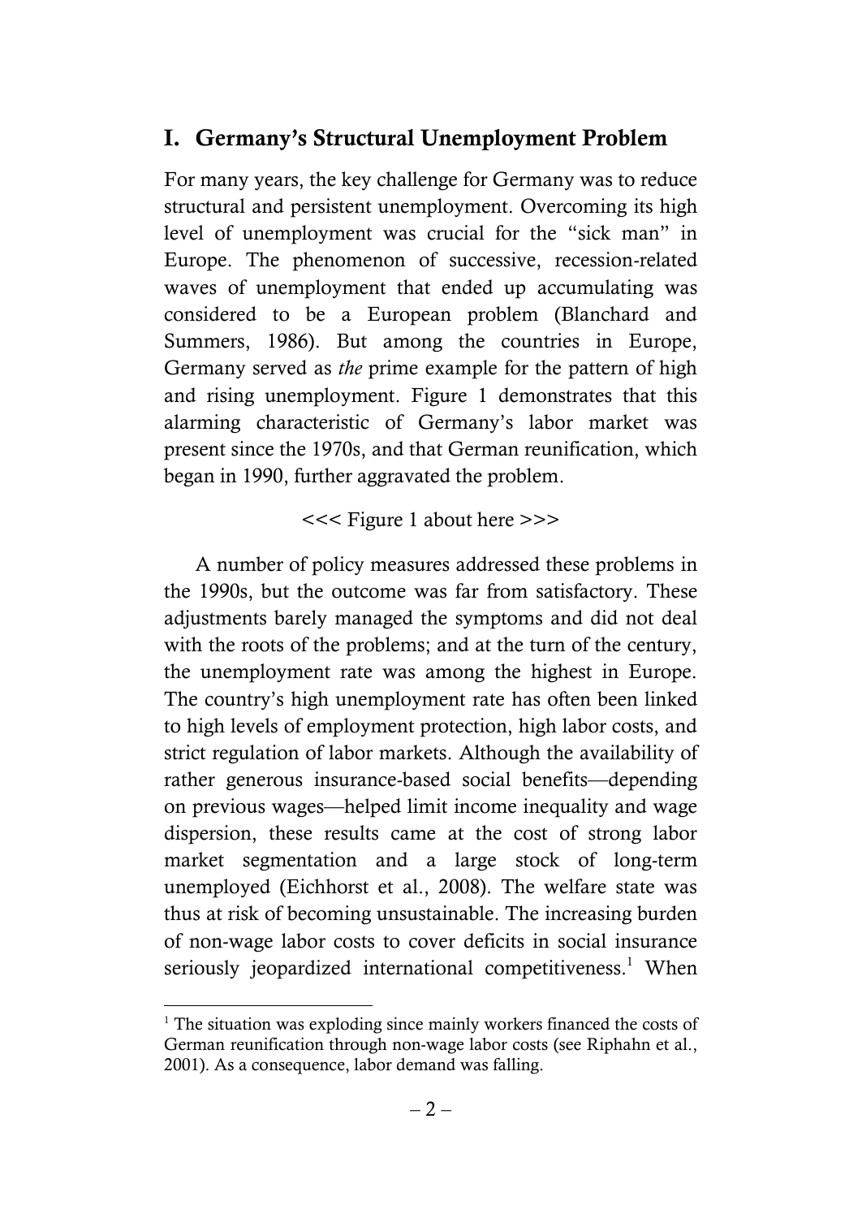## I. Germany's Structural Unemployment Problem

For many years, the key challenge for Germany was to reduce structural and persistent unemployment. Overcoming its high level of unemployment was crucial for the "sick man" in Europe. The phenomenon of successive, recession-related waves of unemployment that ended up accumulating was considered to be a European problem (Blanchard and Summers, 1986). But among the countries in Europe, Germany served as *the* prime example for the pattern of high and rising unemployment. Figure 1 demonstrates that this alarming characteristic of Germany's labor market was present since the 1970s, and that German reunification, which began in 1990, further aggravated the problem.

<<< Figure 1 about here >>>

A number of policy measures addressed these problems in the 1990s, but the outcome was far from satisfactory. These adjustments barely managed the symptoms and did not deal with the roots of the problems; and at the turn of the century, the unemployment rate was among the highest in Europe. The country's high unemployment rate has often been linked to high levels of employment protection, high labor costs, and strict regulation of labor markets. Although the availability of rather generous insurance-based social benefits—depending on previous wages—helped limit income inequality and wage dispersion, these results came at the cost of strong labor market segmentation and a large stock of long-term unemployed (Eichhorst et al., 2008). The welfare state was thus at risk of becoming unsustainable. The increasing burden of non-wage labor costs to cover deficits in social insurance seriously jeopardized international competitiveness.[1] When

[1] The situation was exploding since mainly workers financed the costs of German reunification through non-wage labor costs (see Riphahn et al., 2001). As a consequence, labor demand was falling.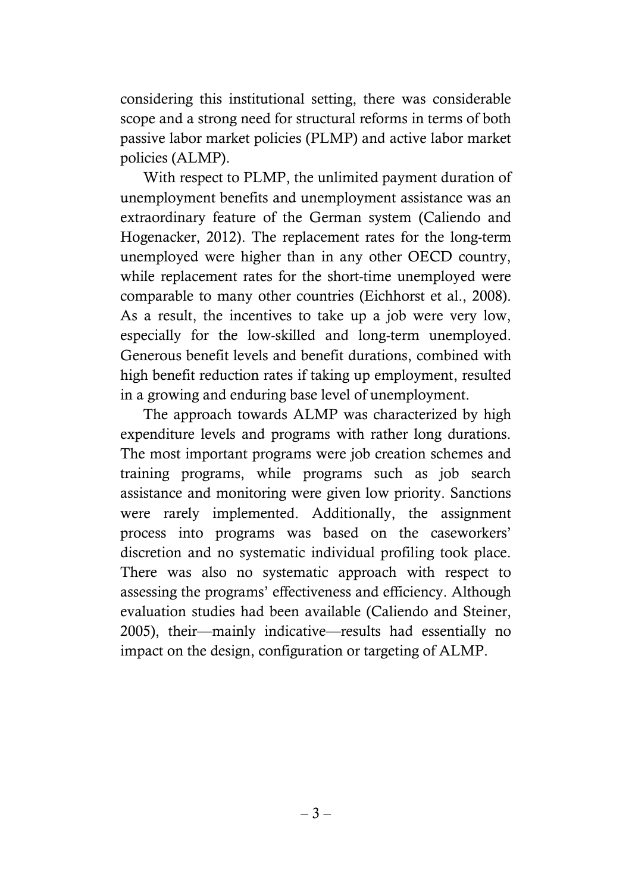considering this institutional setting, there was considerable scope and a strong need for structural reforms in terms of both passive labor market policies (PLMP) and active labor market policies (ALMP).

With respect to PLMP, the unlimited payment duration of unemployment benefits and unemployment assistance was an extraordinary feature of the German system (Caliendo and Hogenacker, 2012). The replacement rates for the long-term unemployed were higher than in any other OECD country, while replacement rates for the short-time unemployed were comparable to many other countries (Eichhorst et al., 2008). As a result, the incentives to take up a job were very low, especially for the low-skilled and long-term unemployed. Generous benefit levels and benefit durations, combined with high benefit reduction rates if taking up employment, resulted in a growing and enduring base level of unemployment.

The approach towards ALMP was characterized by high expenditure levels and programs with rather long durations. The most important programs were job creation schemes and training programs, while programs such as job search assistance and monitoring were given low priority. Sanctions were rarely implemented. Additionally, the assignment process into programs was based on the caseworkers' discretion and no systematic individual profiling took place. There was also no systematic approach with respect to assessing the programs' effectiveness and efficiency. Although evaluation studies had been available (Caliendo and Steiner, 2005), their—mainly indicative—results had essentially no impact on the design, configuration or targeting of ALMP.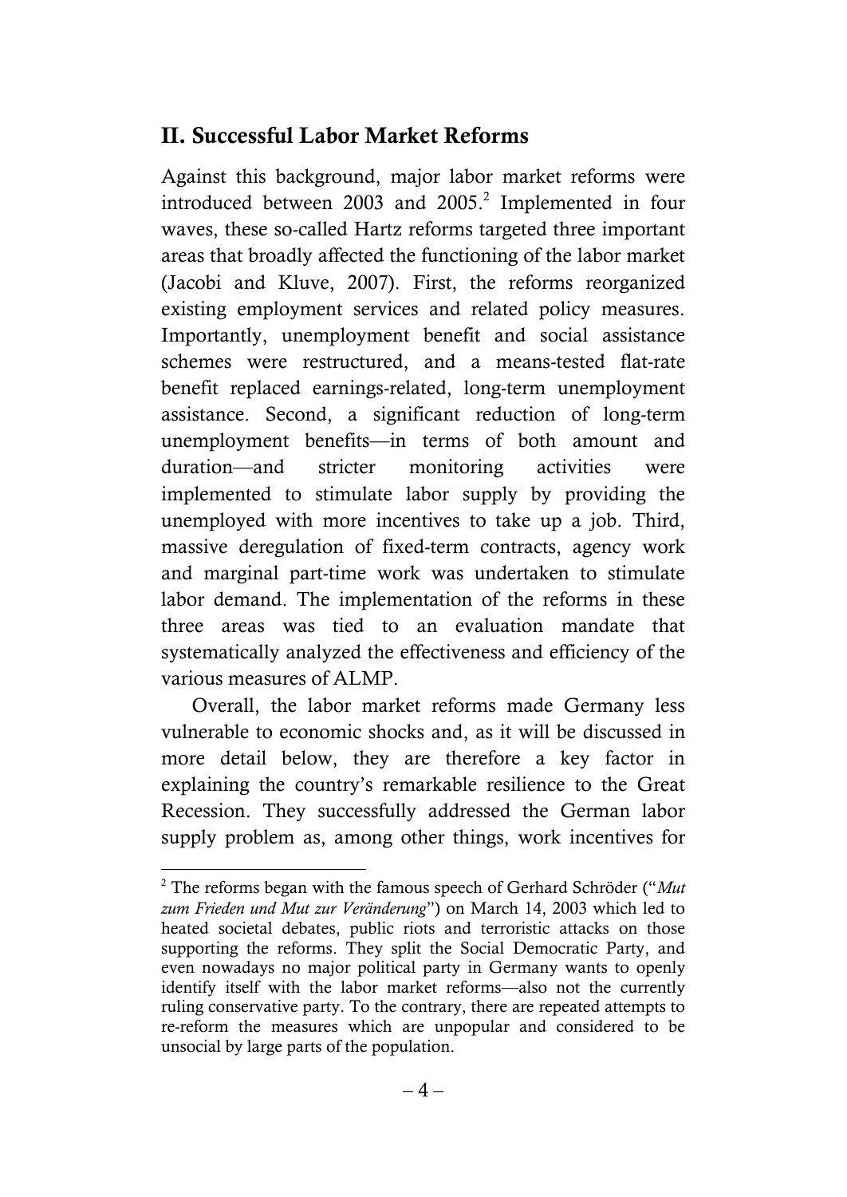## II. Successful Labor Market Reforms

Against this background, major labor market reforms were introduced between 2003 and 2005.[2] Implemented in four waves, these so-called Hartz reforms targeted three important areas that broadly affected the functioning of the labor market (Jacobi and Kluve, 2007). First, the reforms reorganized existing employment services and related policy measures. Importantly, unemployment benefit and social assistance schemes were restructured, and a means-tested flat-rate benefit replaced earnings-related, long-term unemployment assistance. Second, a significant reduction of long-term unemployment benefits—in terms of both amount and duration—and stricter monitoring activities were implemented to stimulate labor supply by providing the unemployed with more incentives to take up a job. Third, massive deregulation of fixed-term contracts, agency work and marginal part-time work was undertaken to stimulate labor demand. The implementation of the reforms in these three areas was tied to an evaluation mandate that systematically analyzed the effectiveness and efficiency of the various measures of ALMP.

Overall, the labor market reforms made Germany less vulnerable to economic shocks and, as it will be discussed in more detail below, they are therefore a key factor in explaining the country's remarkable resilience to the Great Recession. They successfully addressed the German labor supply problem as, among other things, work incentives for

[2] The reforms began with the famous speech of Gerhard Schröder ("*Mut zum Frieden und Mut zur Veränderung*") on March 14, 2003 which led to heated societal debates, public riots and terroristic attacks on those supporting the reforms. They split the Social Democratic Party, and even nowadays no major political party in Germany wants to openly identify itself with the labor market reforms—also not the currently ruling conservative party. To the contrary, there are repeated attempts to re-reform the measures which are unpopular and considered to be unsocial by large parts of the population.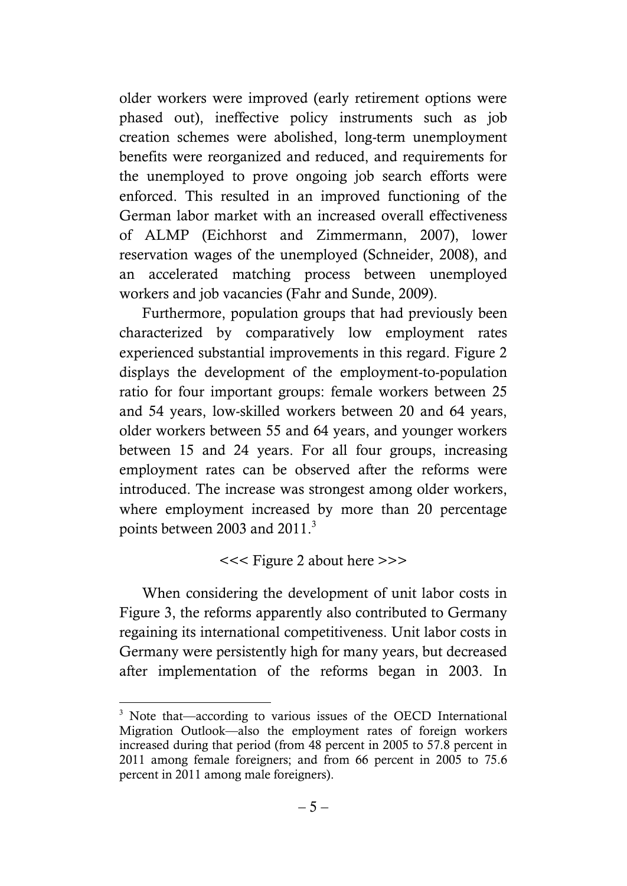older workers were improved (early retirement options were phased out), ineffective policy instruments such as job creation schemes were abolished, long-term unemployment benefits were reorganized and reduced, and requirements for the unemployed to prove ongoing job search efforts were enforced. This resulted in an improved functioning of the German labor market with an increased overall effectiveness of ALMP (Eichhorst and Zimmermann, 2007), lower reservation wages of the unemployed (Schneider, 2008), and an accelerated matching process between unemployed workers and job vacancies (Fahr and Sunde, 2009).

Furthermore, population groups that had previously been characterized by comparatively low employment rates experienced substantial improvements in this regard. Figure 2 displays the development of the employment-to-population ratio for four important groups: female workers between 25 and 54 years, low-skilled workers between 20 and 64 years, older workers between 55 and 64 years, and younger workers between 15 and 24 years. For all four groups, increasing employment rates can be observed after the reforms were introduced. The increase was strongest among older workers, where employment increased by more than 20 percentage points between 2003 and 2011.[3]

<<< Figure 2 about here >>>

When considering the development of unit labor costs in Figure 3, the reforms apparently also contributed to Germany regaining its international competitiveness. Unit labor costs in Germany were persistently high for many years, but decreased after implementation of the reforms began in 2003. In

[3] Note that—according to various issues of the OECD International Migration Outlook—also the employment rates of foreign workers increased during that period (from 48 percent in 2005 to 57.8 percent in 2011 among female foreigners; and from 66 percent in 2005 to 75.6 percent in 2011 among male foreigners).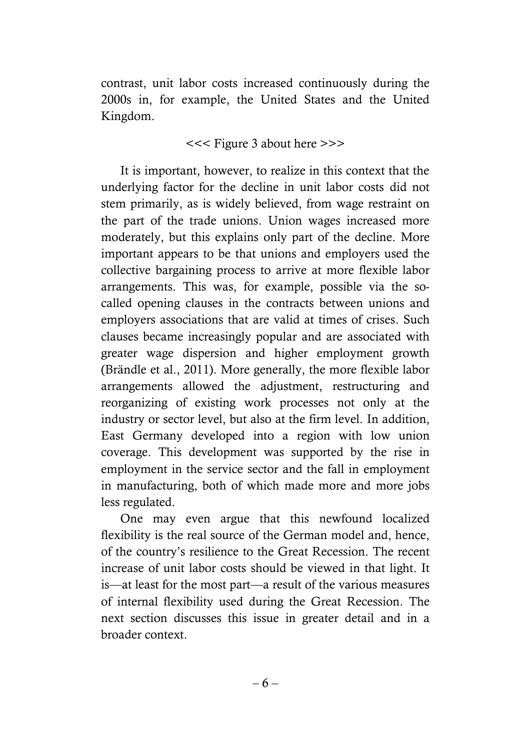contrast, unit labor costs increased continuously during the 2000s in, for example, the United States and the United Kingdom.

<<< Figure 3 about here >>>

It is important, however, to realize in this context that the underlying factor for the decline in unit labor costs did not stem primarily, as is widely believed, from wage restraint on the part of the trade unions. Union wages increased more moderately, but this explains only part of the decline. More important appears to be that unions and employers used the collective bargaining process to arrive at more flexible labor arrangements. This was, for example, possible via the so-called opening clauses in the contracts between unions and employers associations that are valid at times of crises. Such clauses became increasingly popular and are associated with greater wage dispersion and higher employment growth (Brändle et al., 2011). More generally, the more flexible labor arrangements allowed the adjustment, restructuring and reorganizing of existing work processes not only at the industry or sector level, but also at the firm level. In addition, East Germany developed into a region with low union coverage. This development was supported by the rise in employment in the service sector and the fall in employment in manufacturing, both of which made more and more jobs less regulated.

One may even argue that this newfound localized flexibility is the real source of the German model and, hence, of the country's resilience to the Great Recession. The recent increase of unit labor costs should be viewed in that light. It is—at least for the most part—a result of the various measures of internal flexibility used during the Great Recession. The next section discusses this issue in greater detail and in a broader context.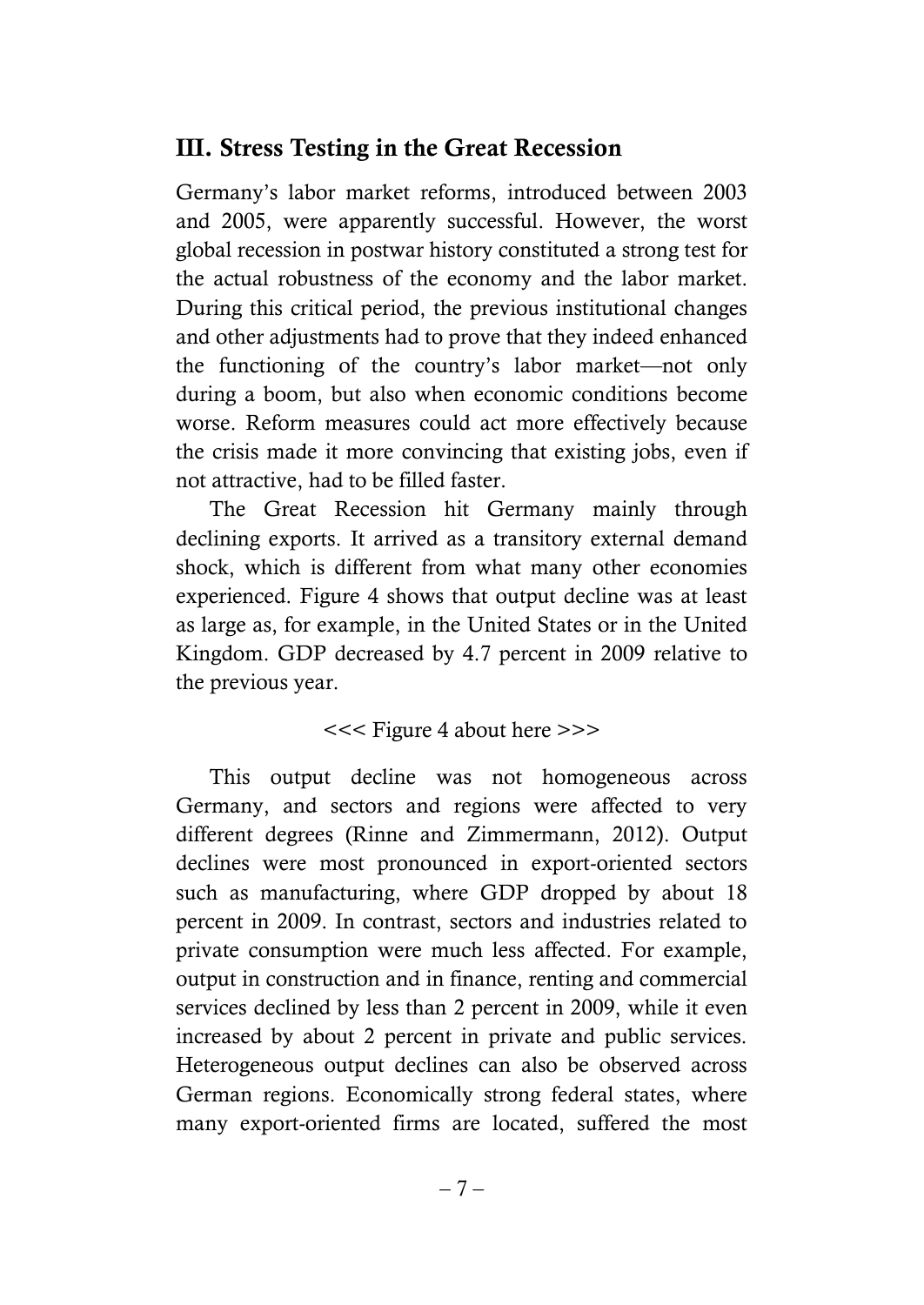## III. Stress Testing in the Great Recession

Germany's labor market reforms, introduced between 2003 and 2005, were apparently successful. However, the worst global recession in postwar history constituted a strong test for the actual robustness of the economy and the labor market. During this critical period, the previous institutional changes and other adjustments had to prove that they indeed enhanced the functioning of the country's labor market—not only during a boom, but also when economic conditions become worse. Reform measures could act more effectively because the crisis made it more convincing that existing jobs, even if not attractive, had to be filled faster.

The Great Recession hit Germany mainly through declining exports. It arrived as a transitory external demand shock, which is different from what many other economies experienced. Figure 4 shows that output decline was at least as large as, for example, in the United States or in the United Kingdom. GDP decreased by 4.7 percent in 2009 relative to the previous year.

<<< Figure 4 about here >>>

This output decline was not homogeneous across Germany, and sectors and regions were affected to very different degrees (Rinne and Zimmermann, 2012). Output declines were most pronounced in export-oriented sectors such as manufacturing, where GDP dropped by about 18 percent in 2009. In contrast, sectors and industries related to private consumption were much less affected. For example, output in construction and in finance, renting and commercial services declined by less than 2 percent in 2009, while it even increased by about 2 percent in private and public services. Heterogeneous output declines can also be observed across German regions. Economically strong federal states, where many export-oriented firms are located, suffered the most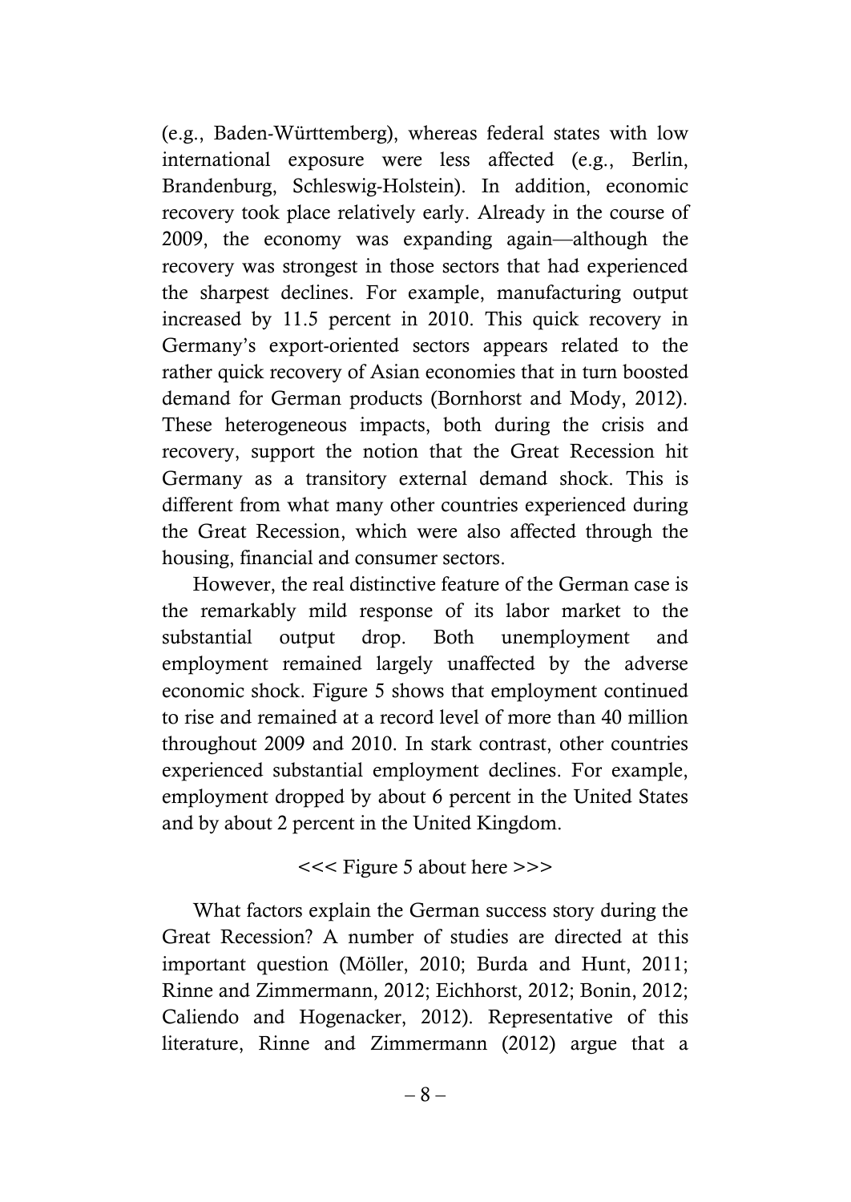(e.g., Baden-Württemberg), whereas federal states with low international exposure were less affected (e.g., Berlin, Brandenburg, Schleswig-Holstein). In addition, economic recovery took place relatively early. Already in the course of 2009, the economy was expanding again—although the recovery was strongest in those sectors that had experienced the sharpest declines. For example, manufacturing output increased by 11.5 percent in 2010. This quick recovery in Germany's export-oriented sectors appears related to the rather quick recovery of Asian economies that in turn boosted demand for German products (Bornhorst and Mody, 2012). These heterogeneous impacts, both during the crisis and recovery, support the notion that the Great Recession hit Germany as a transitory external demand shock. This is different from what many other countries experienced during the Great Recession, which were also affected through the housing, financial and consumer sectors.

However, the real distinctive feature of the German case is the remarkably mild response of its labor market to the substantial output drop. Both unemployment and employment remained largely unaffected by the adverse economic shock. Figure 5 shows that employment continued to rise and remained at a record level of more than 40 million throughout 2009 and 2010. In stark contrast, other countries experienced substantial employment declines. For example, employment dropped by about 6 percent in the United States and by about 2 percent in the United Kingdom.

<<< Figure 5 about here >>>

What factors explain the German success story during the Great Recession? A number of studies are directed at this important question (Möller, 2010; Burda and Hunt, 2011; Rinne and Zimmermann, 2012; Eichhorst, 2012; Bonin, 2012; Caliendo and Hogenacker, 2012). Representative of this literature, Rinne and Zimmermann (2012) argue that a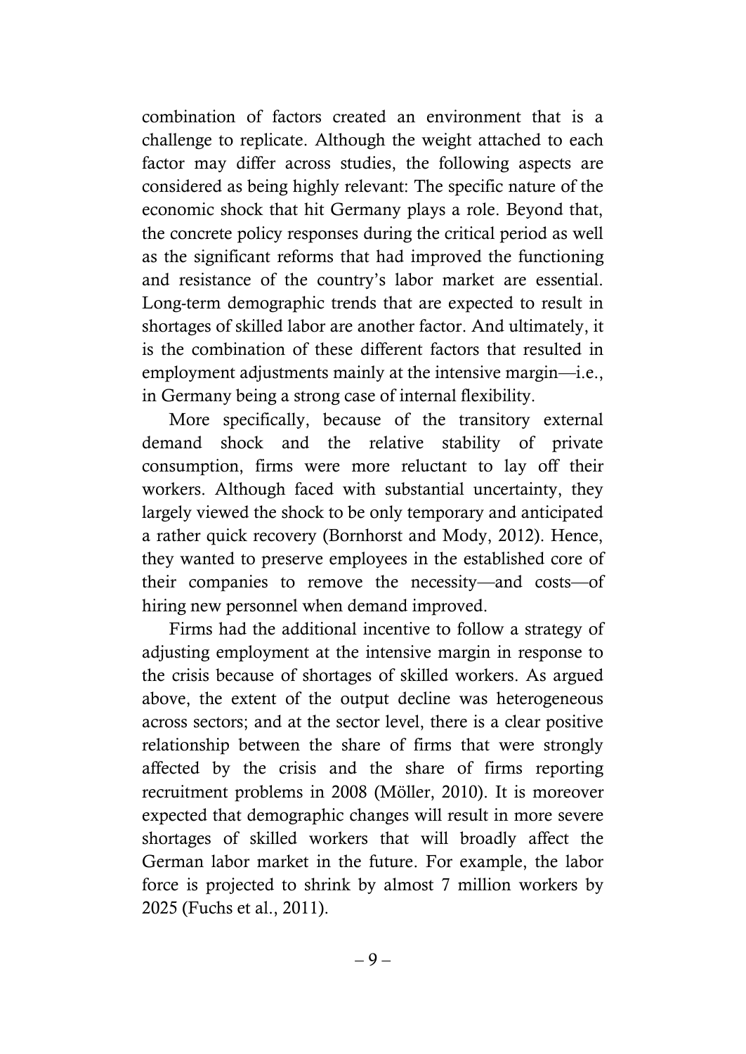combination of factors created an environment that is a challenge to replicate. Although the weight attached to each factor may differ across studies, the following aspects are considered as being highly relevant: The specific nature of the economic shock that hit Germany plays a role. Beyond that, the concrete policy responses during the critical period as well as the significant reforms that had improved the functioning and resistance of the country's labor market are essential. Long-term demographic trends that are expected to result in shortages of skilled labor are another factor. And ultimately, it is the combination of these different factors that resulted in employment adjustments mainly at the intensive margin—i.e., in Germany being a strong case of internal flexibility.

More specifically, because of the transitory external demand shock and the relative stability of private consumption, firms were more reluctant to lay off their workers. Although faced with substantial uncertainty, they largely viewed the shock to be only temporary and anticipated a rather quick recovery (Bornhorst and Mody, 2012). Hence, they wanted to preserve employees in the established core of their companies to remove the necessity—and costs—of hiring new personnel when demand improved.

Firms had the additional incentive to follow a strategy of adjusting employment at the intensive margin in response to the crisis because of shortages of skilled workers. As argued above, the extent of the output decline was heterogeneous across sectors; and at the sector level, there is a clear positive relationship between the share of firms that were strongly affected by the crisis and the share of firms reporting recruitment problems in 2008 (Möller, 2010). It is moreover expected that demographic changes will result in more severe shortages of skilled workers that will broadly affect the German labor market in the future. For example, the labor force is projected to shrink by almost 7 million workers by 2025 (Fuchs et al., 2011).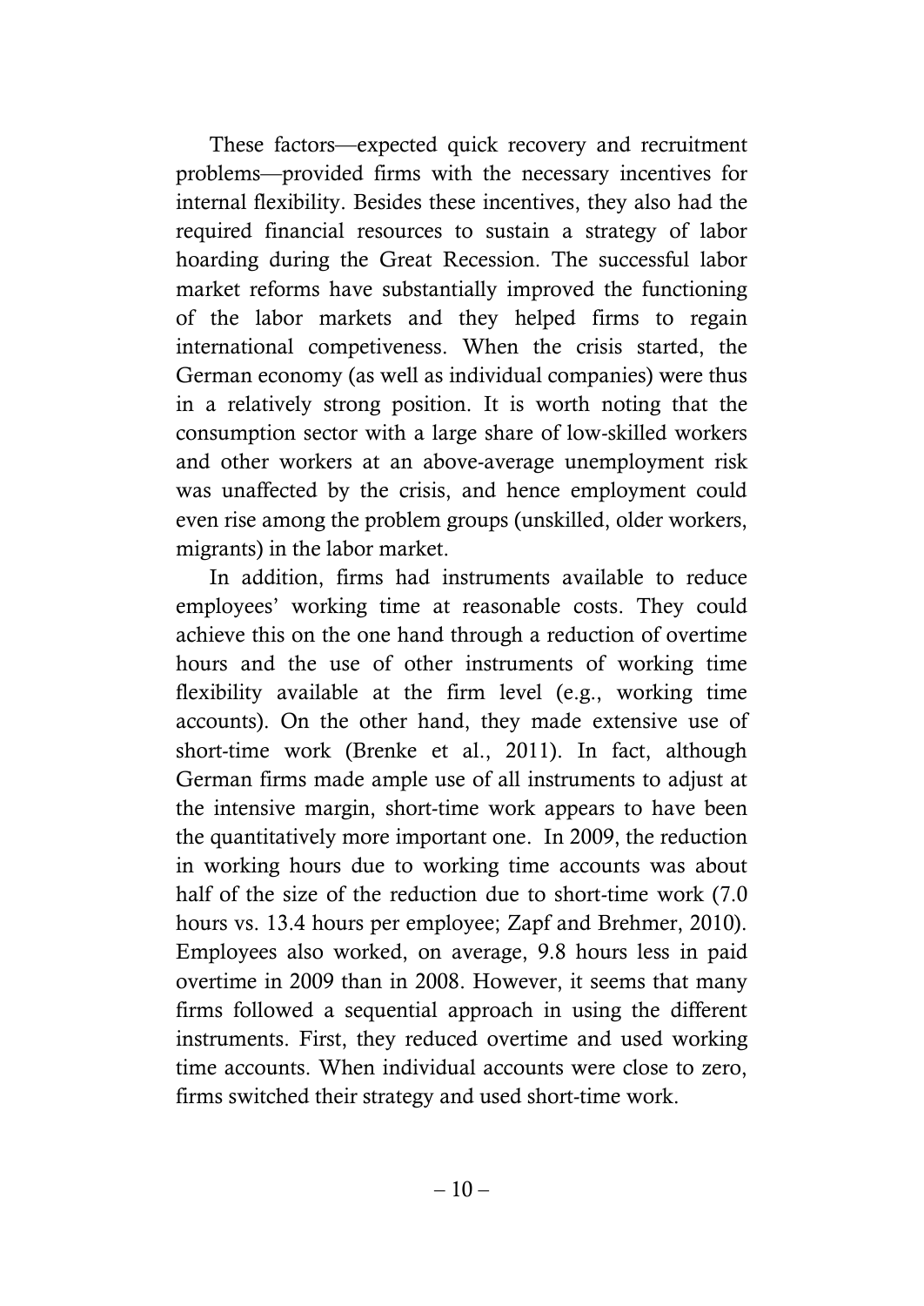These factors—expected quick recovery and recruitment problems—provided firms with the necessary incentives for internal flexibility. Besides these incentives, they also had the required financial resources to sustain a strategy of labor hoarding during the Great Recession. The successful labor market reforms have substantially improved the functioning of the labor markets and they helped firms to regain international competiveness. When the crisis started, the German economy (as well as individual companies) were thus in a relatively strong position. It is worth noting that the consumption sector with a large share of low-skilled workers and other workers at an above-average unemployment risk was unaffected by the crisis, and hence employment could even rise among the problem groups (unskilled, older workers, migrants) in the labor market.

In addition, firms had instruments available to reduce employees' working time at reasonable costs. They could achieve this on the one hand through a reduction of overtime hours and the use of other instruments of working time flexibility available at the firm level (e.g., working time accounts). On the other hand, they made extensive use of short-time work (Brenke et al., 2011). In fact, although German firms made ample use of all instruments to adjust at the intensive margin, short-time work appears to have been the quantitatively more important one. In 2009, the reduction in working hours due to working time accounts was about half of the size of the reduction due to short-time work (7.0 hours vs. 13.4 hours per employee; Zapf and Brehmer, 2010). Employees also worked, on average, 9.8 hours less in paid overtime in 2009 than in 2008. However, it seems that many firms followed a sequential approach in using the different instruments. First, they reduced overtime and used working time accounts. When individual accounts were close to zero, firms switched their strategy and used short-time work.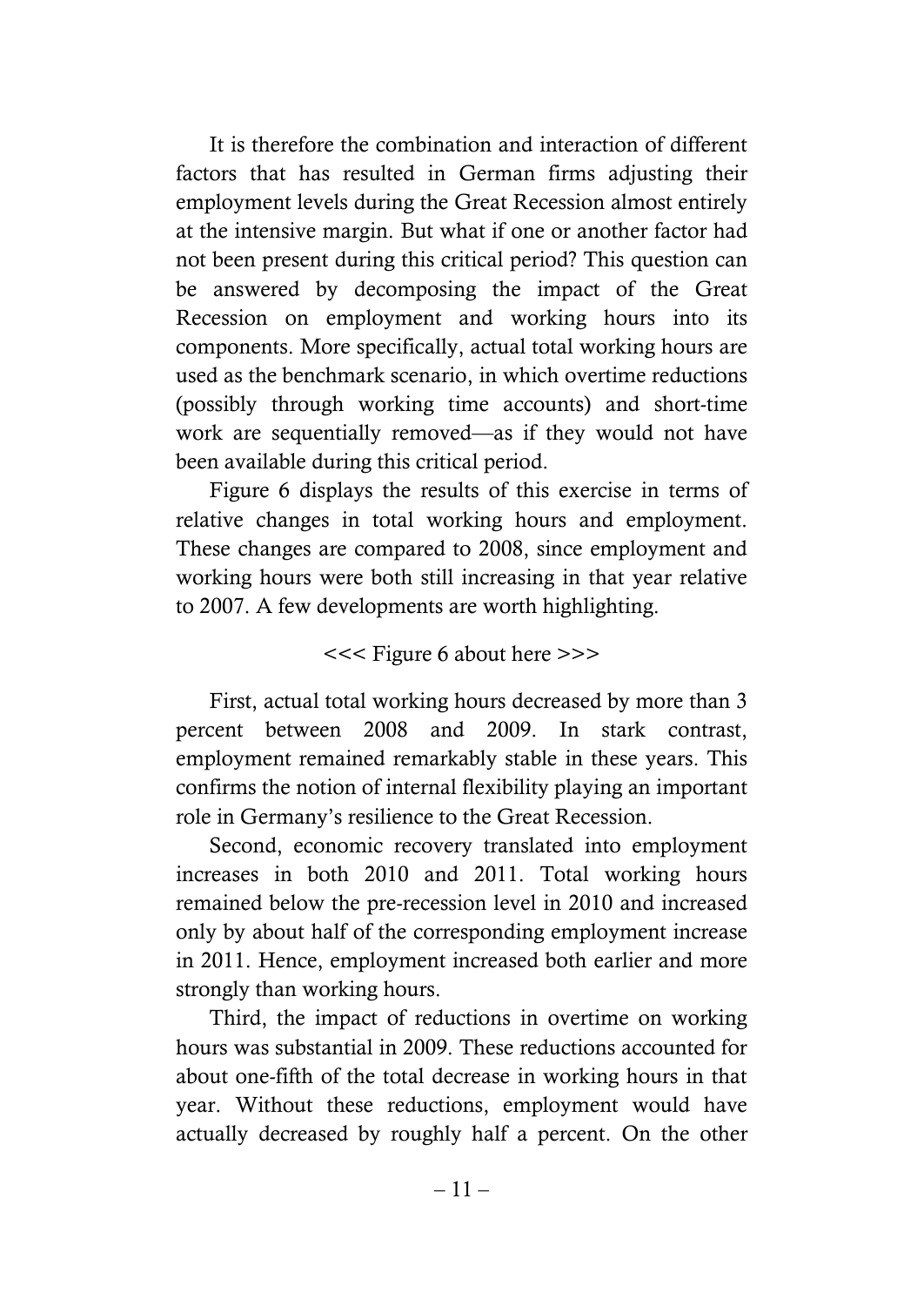It is therefore the combination and interaction of different factors that has resulted in German firms adjusting their employment levels during the Great Recession almost entirely at the intensive margin. But what if one or another factor had not been present during this critical period? This question can be answered by decomposing the impact of the Great Recession on employment and working hours into its components. More specifically, actual total working hours are used as the benchmark scenario, in which overtime reductions (possibly through working time accounts) and short-time work are sequentially removed—as if they would not have been available during this critical period.

Figure 6 displays the results of this exercise in terms of relative changes in total working hours and employment. These changes are compared to 2008, since employment and working hours were both still increasing in that year relative to 2007. A few developments are worth highlighting.

<<< Figure 6 about here >>>

First, actual total working hours decreased by more than 3 percent between 2008 and 2009. In stark contrast, employment remained remarkably stable in these years. This confirms the notion of internal flexibility playing an important role in Germany's resilience to the Great Recession.

Second, economic recovery translated into employment increases in both 2010 and 2011. Total working hours remained below the pre-recession level in 2010 and increased only by about half of the corresponding employment increase in 2011. Hence, employment increased both earlier and more strongly than working hours.

Third, the impact of reductions in overtime on working hours was substantial in 2009. These reductions accounted for about one-fifth of the total decrease in working hours in that year. Without these reductions, employment would have actually decreased by roughly half a percent. On the other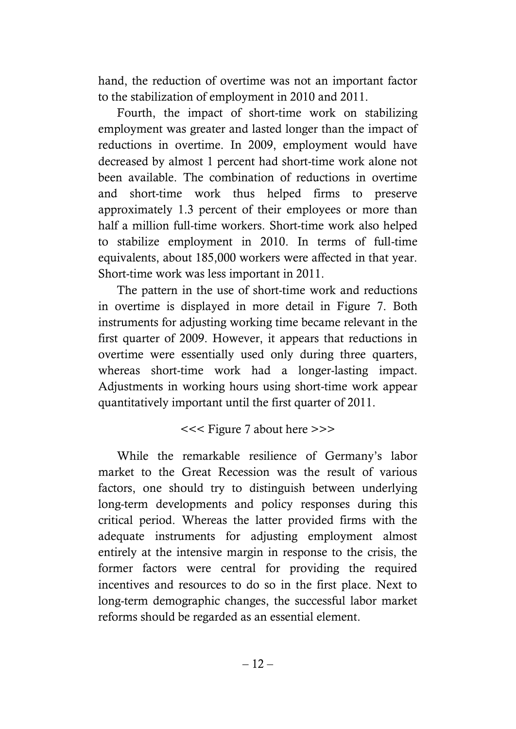hand, the reduction of overtime was not an important factor to the stabilization of employment in 2010 and 2011.

Fourth, the impact of short-time work on stabilizing employment was greater and lasted longer than the impact of reductions in overtime. In 2009, employment would have decreased by almost 1 percent had short-time work alone not been available. The combination of reductions in overtime and short-time work thus helped firms to preserve approximately 1.3 percent of their employees or more than half a million full-time workers. Short-time work also helped to stabilize employment in 2010. In terms of full-time equivalents, about 185,000 workers were affected in that year. Short-time work was less important in 2011.

The pattern in the use of short-time work and reductions in overtime is displayed in more detail in Figure 7. Both instruments for adjusting working time became relevant in the first quarter of 2009. However, it appears that reductions in overtime were essentially used only during three quarters, whereas short-time work had a longer-lasting impact. Adjustments in working hours using short-time work appear quantitatively important until the first quarter of 2011.

<<< Figure 7 about here >>>

While the remarkable resilience of Germany's labor market to the Great Recession was the result of various factors, one should try to distinguish between underlying long-term developments and policy responses during this critical period. Whereas the latter provided firms with the adequate instruments for adjusting employment almost entirely at the intensive margin in response to the crisis, the former factors were central for providing the required incentives and resources to do so in the first place. Next to long-term demographic changes, the successful labor market reforms should be regarded as an essential element.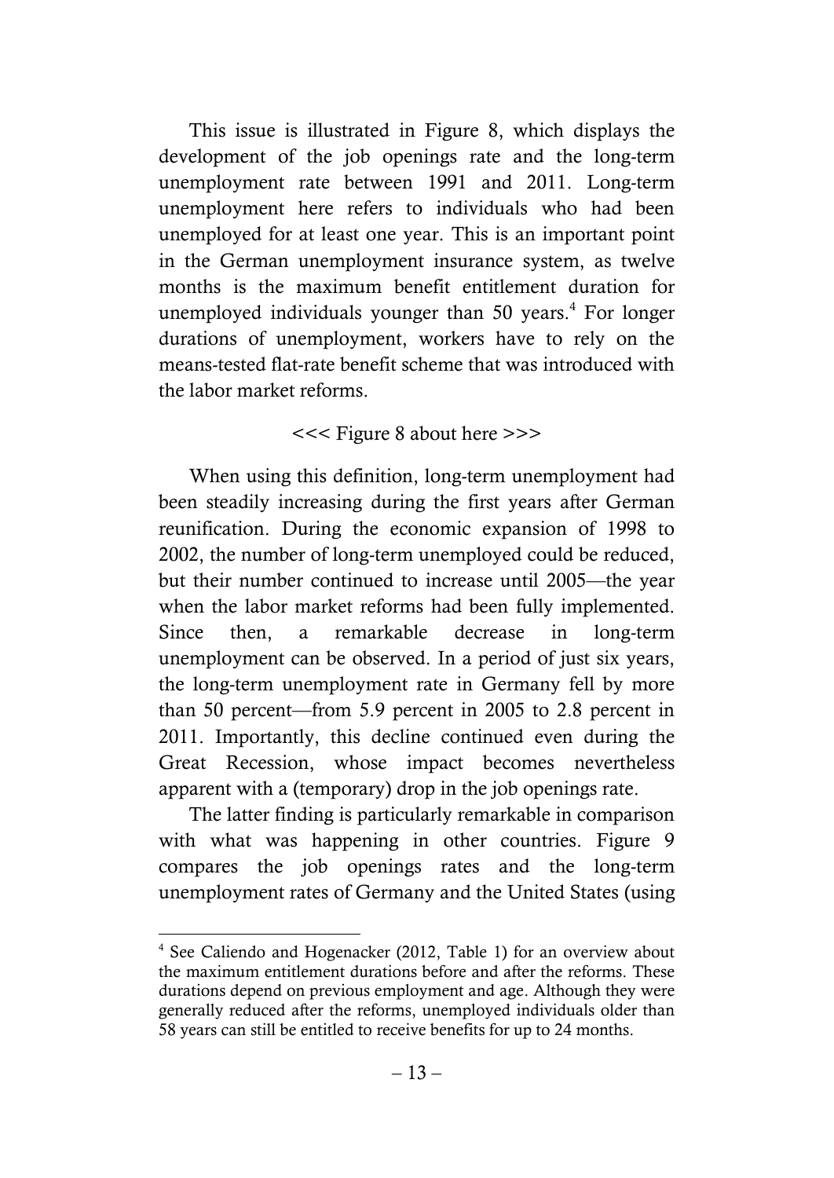This issue is illustrated in Figure 8, which displays the development of the job openings rate and the long-term unemployment rate between 1991 and 2011. Long-term unemployment here refers to individuals who had been unemployed for at least one year. This is an important point in the German unemployment insurance system, as twelve months is the maximum benefit entitlement duration for unemployed individuals younger than 50 years.[4] For longer durations of unemployment, workers have to rely on the means-tested flat-rate benefit scheme that was introduced with the labor market reforms.

<<< Figure 8 about here >>>

When using this definition, long-term unemployment had been steadily increasing during the first years after German reunification. During the economic expansion of 1998 to 2002, the number of long-term unemployed could be reduced, but their number continued to increase until 2005—the year when the labor market reforms had been fully implemented. Since then, a remarkable decrease in long-term unemployment can be observed. In a period of just six years, the long-term unemployment rate in Germany fell by more than 50 percent—from 5.9 percent in 2005 to 2.8 percent in 2011. Importantly, this decline continued even during the Great Recession, whose impact becomes nevertheless apparent with a (temporary) drop in the job openings rate.

The latter finding is particularly remarkable in comparison with what was happening in other countries. Figure 9 compares the job openings rates and the long-term unemployment rates of Germany and the United States (using

---

[4] See Caliendo and Hogenacker (2012, Table 1) for an overview about the maximum entitlement durations before and after the reforms. These durations depend on previous employment and age. Although they were generally reduced after the reforms, unemployed individuals older than 58 years can still be entitled to receive benefits for up to 24 months.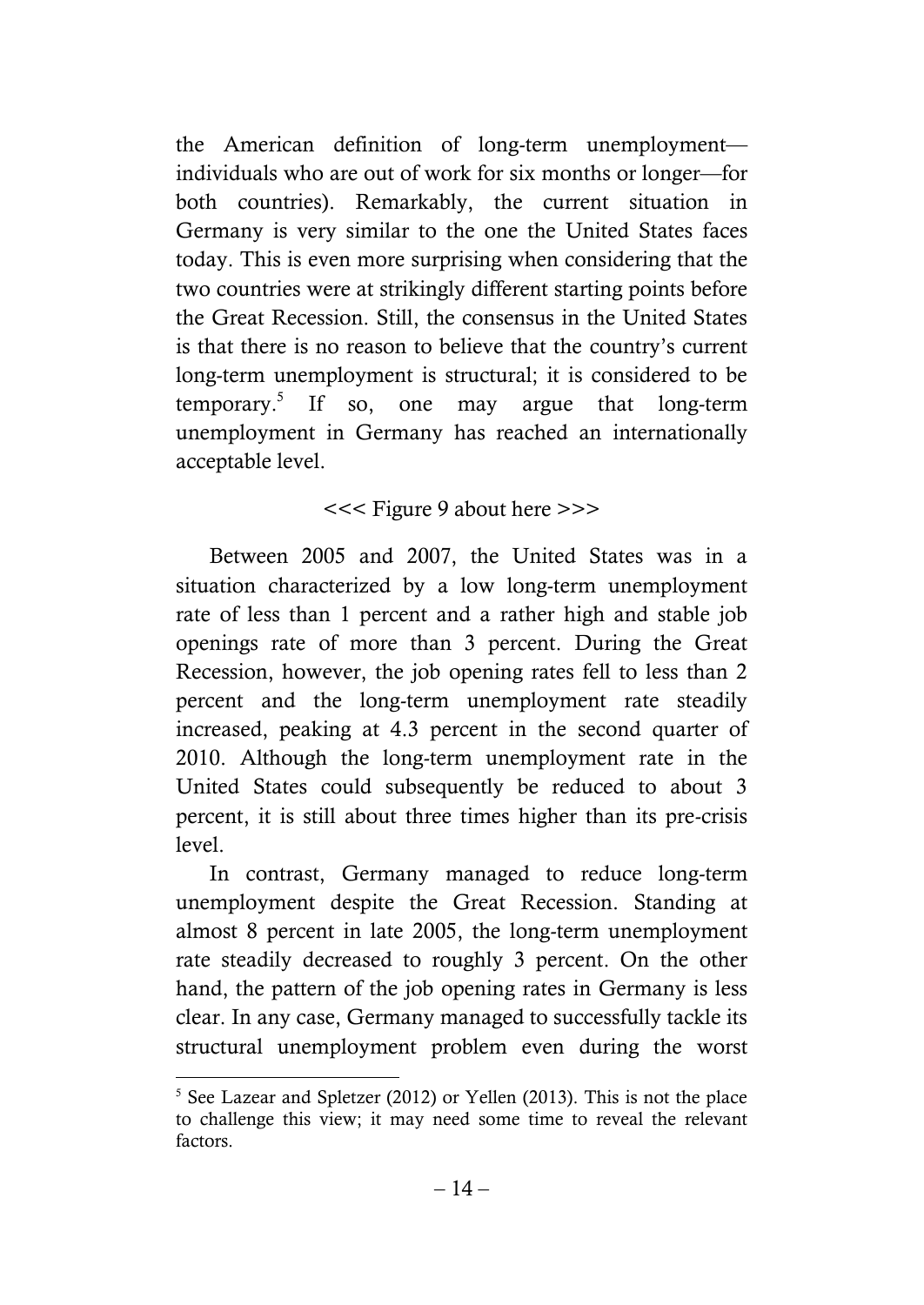the American definition of long-term unemployment—individuals who are out of work for six months or longer—for both countries). Remarkably, the current situation in Germany is very similar to the one the United States faces today. This is even more surprising when considering that the two countries were at strikingly different starting points before the Great Recession. Still, the consensus in the United States is that there is no reason to believe that the country's current long-term unemployment is structural; it is considered to be temporary.[5] If so, one may argue that long-term unemployment in Germany has reached an internationally acceptable level.

<<< Figure 9 about here >>>

Between 2005 and 2007, the United States was in a situation characterized by a low long-term unemployment rate of less than 1 percent and a rather high and stable job openings rate of more than 3 percent. During the Great Recession, however, the job opening rates fell to less than 2 percent and the long-term unemployment rate steadily increased, peaking at 4.3 percent in the second quarter of 2010. Although the long-term unemployment rate in the United States could subsequently be reduced to about 3 percent, it is still about three times higher than its pre-crisis level.

In contrast, Germany managed to reduce long-term unemployment despite the Great Recession. Standing at almost 8 percent in late 2005, the long-term unemployment rate steadily decreased to roughly 3 percent. On the other hand, the pattern of the job opening rates in Germany is less clear. In any case, Germany managed to successfully tackle its structural unemployment problem even during the worst

[5] See Lazear and Spletzer (2012) or Yellen (2013). This is not the place to challenge this view; it may need some time to reveal the relevant factors.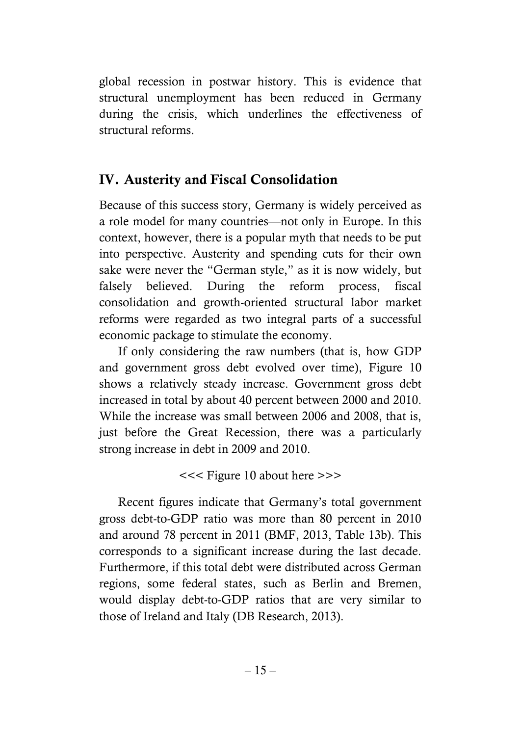global recession in postwar history. This is evidence that structural unemployment has been reduced in Germany during the crisis, which underlines the effectiveness of structural reforms.

## IV. Austerity and Fiscal Consolidation

Because of this success story, Germany is widely perceived as a role model for many countries—not only in Europe. In this context, however, there is a popular myth that needs to be put into perspective. Austerity and spending cuts for their own sake were never the "German style," as it is now widely, but falsely believed. During the reform process, fiscal consolidation and growth-oriented structural labor market reforms were regarded as two integral parts of a successful economic package to stimulate the economy.

If only considering the raw numbers (that is, how GDP and government gross debt evolved over time), Figure 10 shows a relatively steady increase. Government gross debt increased in total by about 40 percent between 2000 and 2010. While the increase was small between 2006 and 2008, that is, just before the Great Recession, there was a particularly strong increase in debt in 2009 and 2010.

<<< Figure 10 about here >>>

Recent figures indicate that Germany's total government gross debt-to-GDP ratio was more than 80 percent in 2010 and around 78 percent in 2011 (BMF, 2013, Table 13b). This corresponds to a significant increase during the last decade. Furthermore, if this total debt were distributed across German regions, some federal states, such as Berlin and Bremen, would display debt-to-GDP ratios that are very similar to those of Ireland and Italy (DB Research, 2013).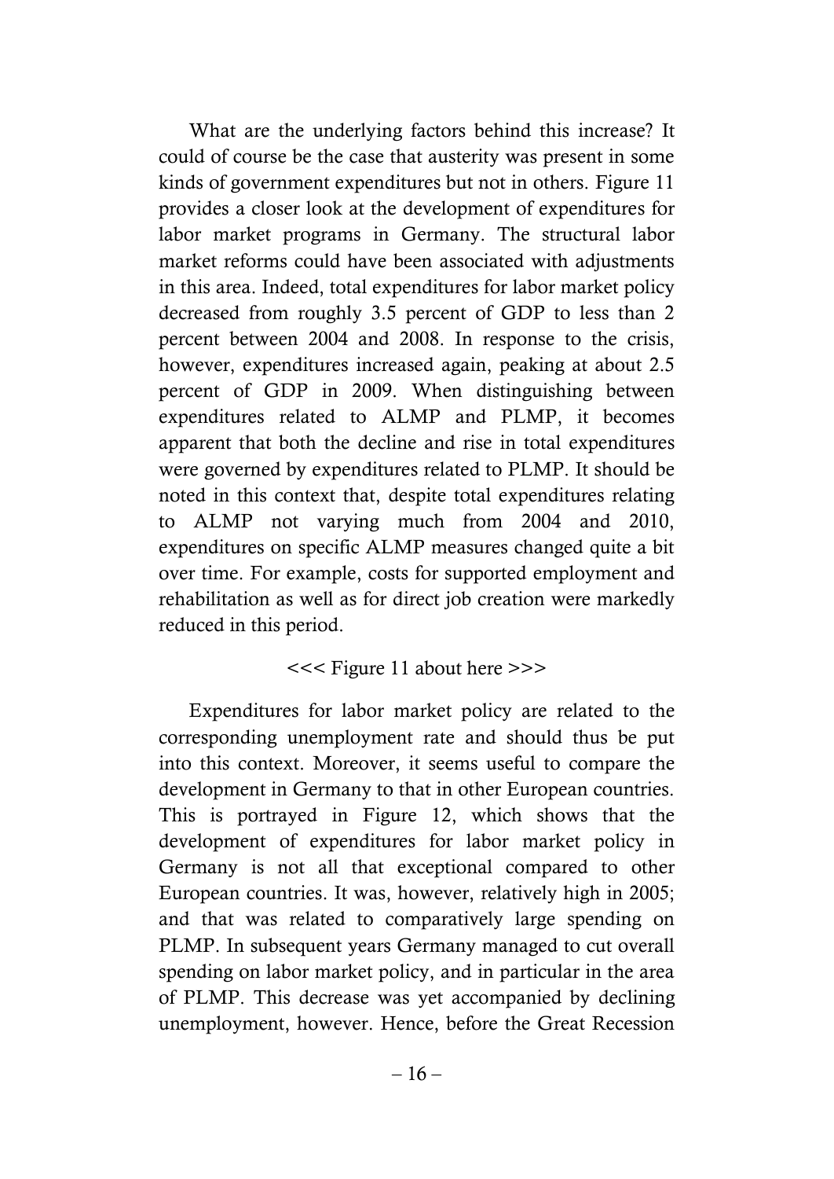What are the underlying factors behind this increase? It could of course be the case that austerity was present in some kinds of government expenditures but not in others. Figure 11 provides a closer look at the development of expenditures for labor market programs in Germany. The structural labor market reforms could have been associated with adjustments in this area. Indeed, total expenditures for labor market policy decreased from roughly 3.5 percent of GDP to less than 2 percent between 2004 and 2008. In response to the crisis, however, expenditures increased again, peaking at about 2.5 percent of GDP in 2009. When distinguishing between expenditures related to ALMP and PLMP, it becomes apparent that both the decline and rise in total expenditures were governed by expenditures related to PLMP. It should be noted in this context that, despite total expenditures relating to ALMP not varying much from 2004 and 2010, expenditures on specific ALMP measures changed quite a bit over time. For example, costs for supported employment and rehabilitation as well as for direct job creation were markedly reduced in this period.

<<< Figure 11 about here >>>

Expenditures for labor market policy are related to the corresponding unemployment rate and should thus be put into this context. Moreover, it seems useful to compare the development in Germany to that in other European countries. This is portrayed in Figure 12, which shows that the development of expenditures for labor market policy in Germany is not all that exceptional compared to other European countries. It was, however, relatively high in 2005; and that was related to comparatively large spending on PLMP. In subsequent years Germany managed to cut overall spending on labor market policy, and in particular in the area of PLMP. This decrease was yet accompanied by declining unemployment, however. Hence, before the Great Recession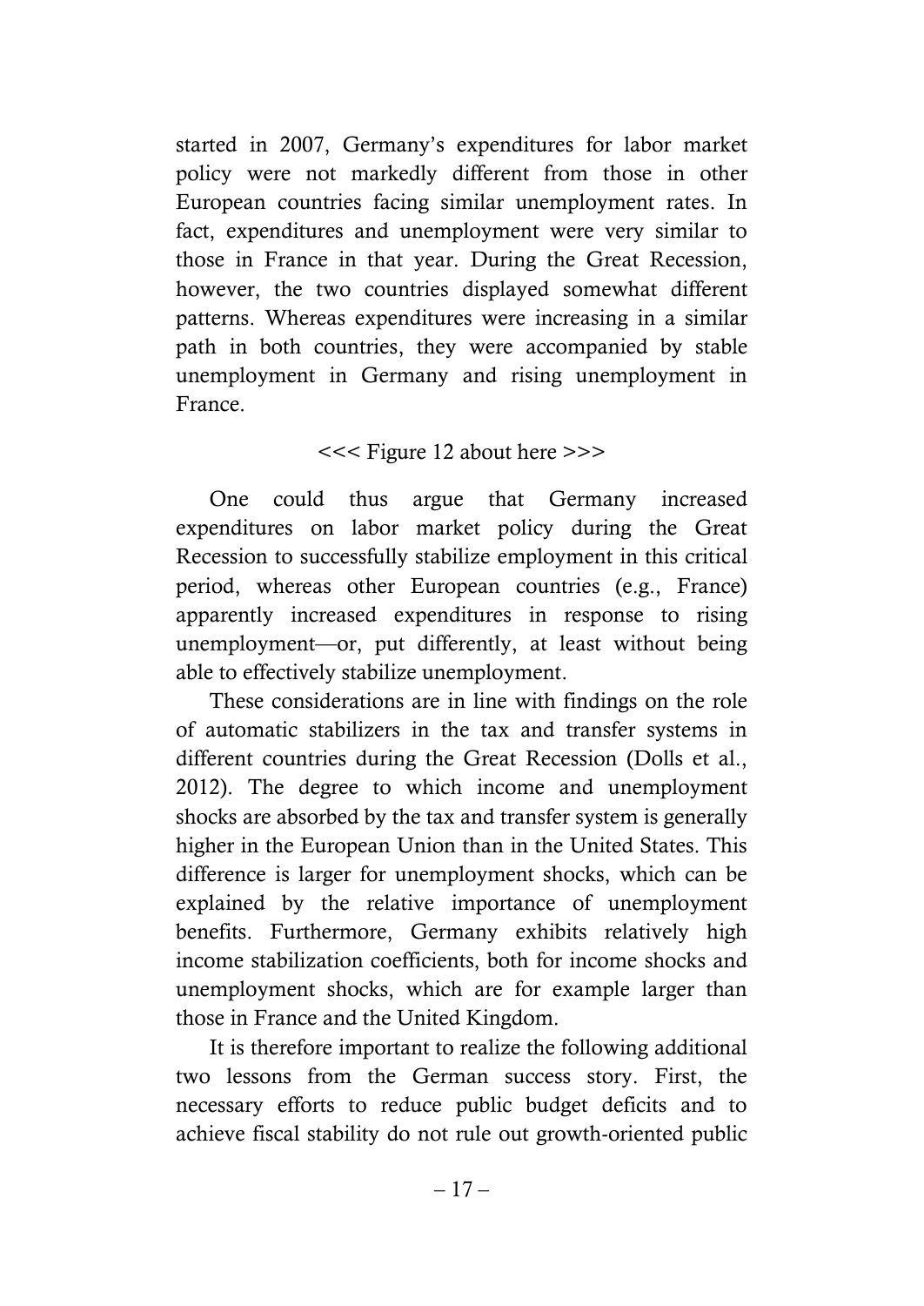started in 2007, Germany's expenditures for labor market policy were not markedly different from those in other European countries facing similar unemployment rates. In fact, expenditures and unemployment were very similar to those in France in that year. During the Great Recession, however, the two countries displayed somewhat different patterns. Whereas expenditures were increasing in a similar path in both countries, they were accompanied by stable unemployment in Germany and rising unemployment in France.

<<< Figure 12 about here >>>

One could thus argue that Germany increased expenditures on labor market policy during the Great Recession to successfully stabilize employment in this critical period, whereas other European countries (e.g., France) apparently increased expenditures in response to rising unemployment—or, put differently, at least without being able to effectively stabilize unemployment.

These considerations are in line with findings on the role of automatic stabilizers in the tax and transfer systems in different countries during the Great Recession (Dolls et al., 2012). The degree to which income and unemployment shocks are absorbed by the tax and transfer system is generally higher in the European Union than in the United States. This difference is larger for unemployment shocks, which can be explained by the relative importance of unemployment benefits. Furthermore, Germany exhibits relatively high income stabilization coefficients, both for income shocks and unemployment shocks, which are for example larger than those in France and the United Kingdom.

It is therefore important to realize the following additional two lessons from the German success story. First, the necessary efforts to reduce public budget deficits and to achieve fiscal stability do not rule out growth-oriented public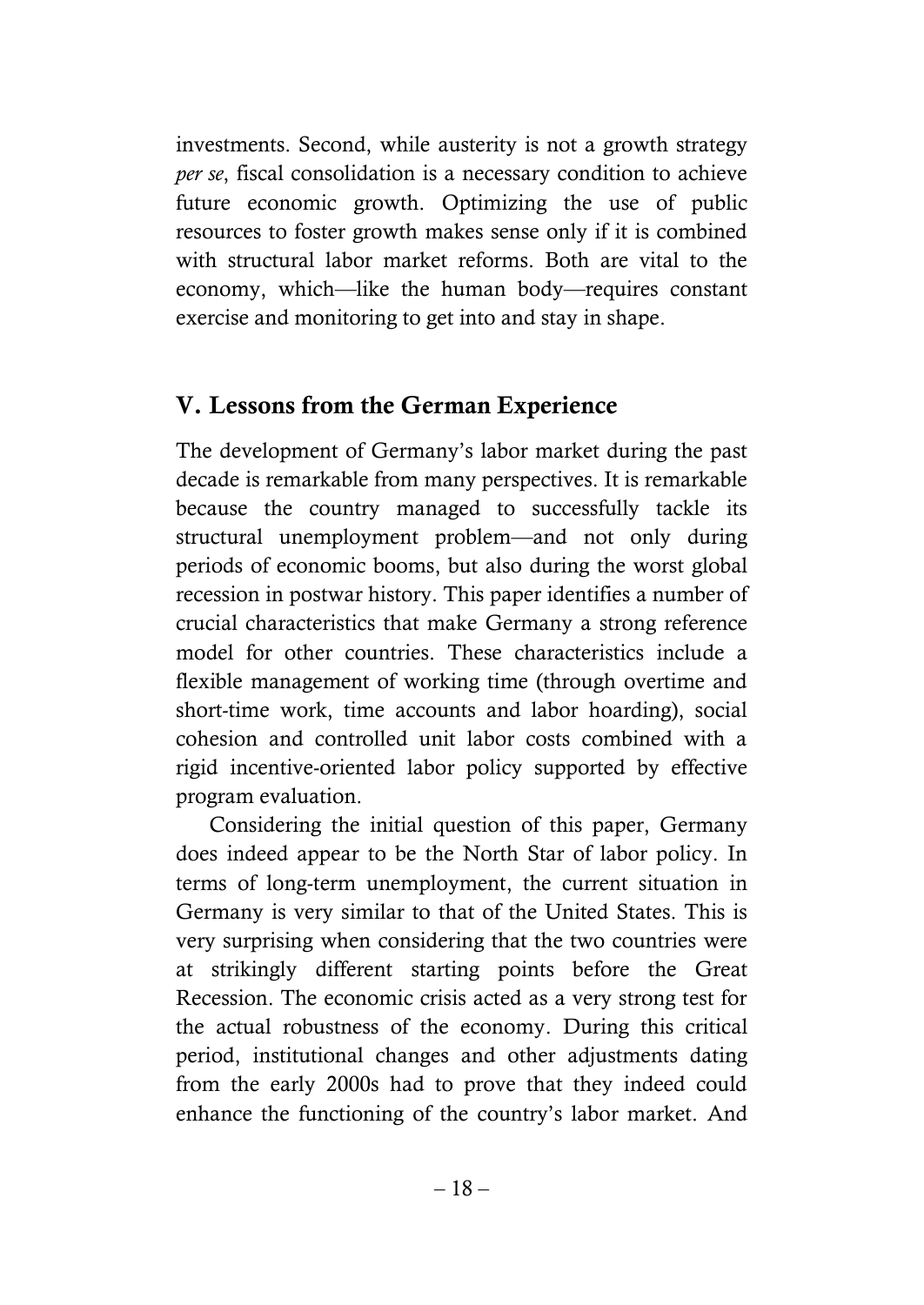investments. Second, while austerity is not a growth strategy *per se*, fiscal consolidation is a necessary condition to achieve future economic growth. Optimizing the use of public resources to foster growth makes sense only if it is combined with structural labor market reforms. Both are vital to the economy, which—like the human body—requires constant exercise and monitoring to get into and stay in shape.

## V. Lessons from the German Experience

The development of Germany's labor market during the past decade is remarkable from many perspectives. It is remarkable because the country managed to successfully tackle its structural unemployment problem—and not only during periods of economic booms, but also during the worst global recession in postwar history. This paper identifies a number of crucial characteristics that make Germany a strong reference model for other countries. These characteristics include a flexible management of working time (through overtime and short-time work, time accounts and labor hoarding), social cohesion and controlled unit labor costs combined with a rigid incentive-oriented labor policy supported by effective program evaluation.

Considering the initial question of this paper, Germany does indeed appear to be the North Star of labor policy. In terms of long-term unemployment, the current situation in Germany is very similar to that of the United States. This is very surprising when considering that the two countries were at strikingly different starting points before the Great Recession. The economic crisis acted as a very strong test for the actual robustness of the economy. During this critical period, institutional changes and other adjustments dating from the early 2000s had to prove that they indeed could enhance the functioning of the country's labor market. And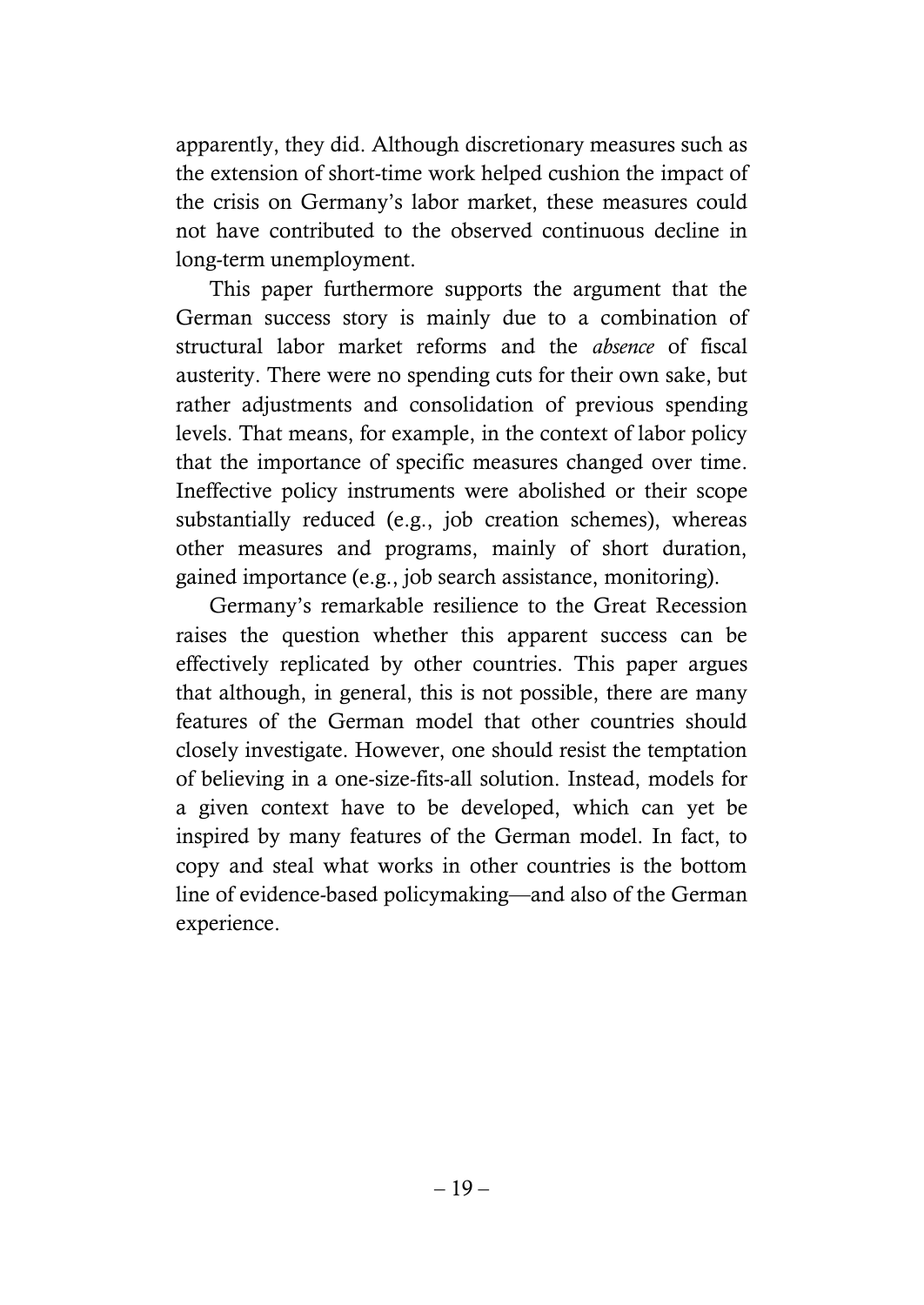apparently, they did. Although discretionary measures such as the extension of short-time work helped cushion the impact of the crisis on Germany's labor market, these measures could not have contributed to the observed continuous decline in long-term unemployment.

This paper furthermore supports the argument that the German success story is mainly due to a combination of structural labor market reforms and the *absence* of fiscal austerity. There were no spending cuts for their own sake, but rather adjustments and consolidation of previous spending levels. That means, for example, in the context of labor policy that the importance of specific measures changed over time. Ineffective policy instruments were abolished or their scope substantially reduced (e.g., job creation schemes), whereas other measures and programs, mainly of short duration, gained importance (e.g., job search assistance, monitoring).

Germany's remarkable resilience to the Great Recession raises the question whether this apparent success can be effectively replicated by other countries. This paper argues that although, in general, this is not possible, there are many features of the German model that other countries should closely investigate. However, one should resist the temptation of believing in a one-size-fits-all solution. Instead, models for a given context have to be developed, which can yet be inspired by many features of the German model. In fact, to copy and steal what works in other countries is the bottom line of evidence-based policymaking—and also of the German experience.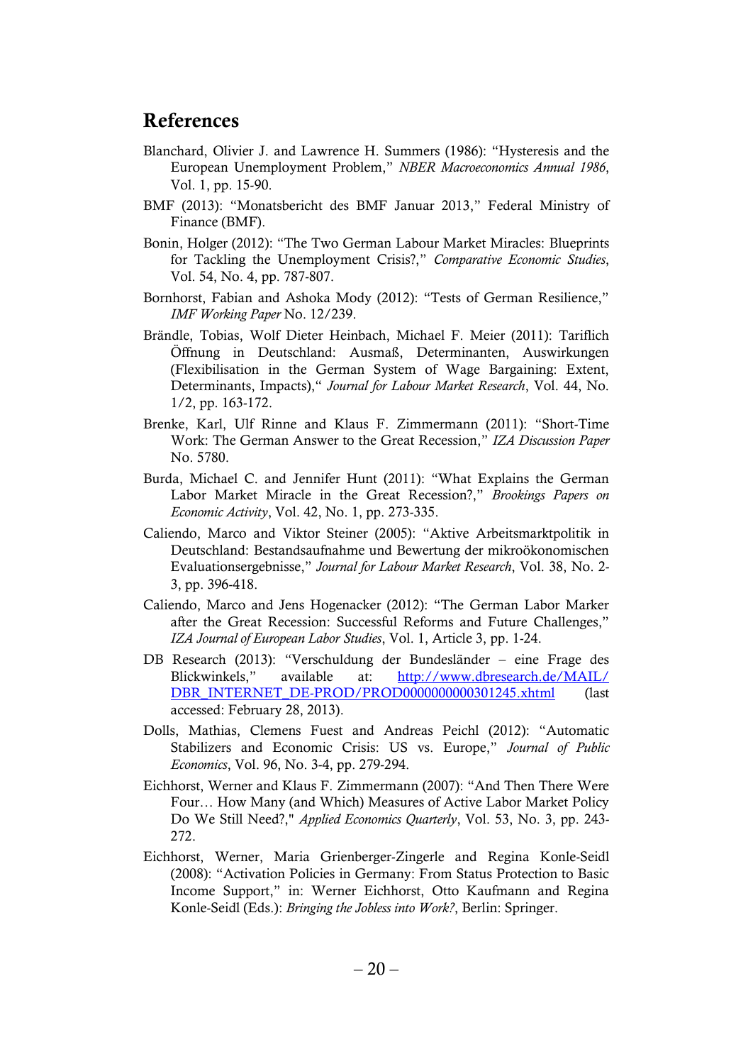## References

Blanchard, Olivier J. and Lawrence H. Summers (1986): "Hysteresis and the European Unemployment Problem," *NBER Macroeconomics Annual 1986*, Vol. 1, pp. 15-90.

BMF (2013): "Monatsbericht des BMF Januar 2013," Federal Ministry of Finance (BMF).

Bonin, Holger (2012): "The Two German Labour Market Miracles: Blueprints for Tackling the Unemployment Crisis?," *Comparative Economic Studies*, Vol. 54, No. 4, pp. 787-807.

Bornhorst, Fabian and Ashoka Mody (2012): "Tests of German Resilience," *IMF Working Paper* No. 12/239.

Brändle, Tobias, Wolf Dieter Heinbach, Michael F. Meier (2011): Tariflich Öffnung in Deutschland: Ausmaß, Determinanten, Auswirkungen (Flexibilisation in the German System of Wage Bargaining: Extent, Determinants, Impacts)," *Journal for Labour Market Research*, Vol. 44, No. 1/2, pp. 163-172.

Brenke, Karl, Ulf Rinne and Klaus F. Zimmermann (2011): "Short-Time Work: The German Answer to the Great Recession," *IZA Discussion Paper* No. 5780.

Burda, Michael C. and Jennifer Hunt (2011): "What Explains the German Labor Market Miracle in the Great Recession?," *Brookings Papers on Economic Activity*, Vol. 42, No. 1, pp. 273-335.

Caliendo, Marco and Viktor Steiner (2005): "Aktive Arbeitsmarktpolitik in Deutschland: Bestandsaufnahme und Bewertung der mikroökonomischen Evaluationsergebnisse," *Journal for Labour Market Research*, Vol. 38, No. 2-3, pp. 396-418.

Caliendo, Marco and Jens Hogenacker (2012): "The German Labor Marker after the Great Recession: Successful Reforms and Future Challenges," *IZA Journal of European Labor Studies*, Vol. 1, Article 3, pp. 1-24.

DB Research (2013): "Verschuldung der Bundesländer – eine Frage des Blickwinkels," available at: http://www.dbresearch.de/MAIL/DBR_INTERNET_DE-PROD/PROD0000000000301245.xhtml (last accessed: February 28, 2013).

Dolls, Mathias, Clemens Fuest and Andreas Peichl (2012): "Automatic Stabilizers and Economic Crisis: US vs. Europe," *Journal of Public Economics*, Vol. 96, No. 3-4, pp. 279-294.

Eichhorst, Werner and Klaus F. Zimmermann (2007): "And Then There Were Four… How Many (and Which) Measures of Active Labor Market Policy Do We Still Need?," *Applied Economics Quarterly*, Vol. 53, No. 3, pp. 243-272.

Eichhorst, Werner, Maria Grienberger-Zingerle and Regina Konle-Seidl (2008): "Activation Policies in Germany: From Status Protection to Basic Income Support," in: Werner Eichhorst, Otto Kaufmann and Regina Konle-Seidl (Eds.): *Bringing the Jobless into Work?*, Berlin: Springer.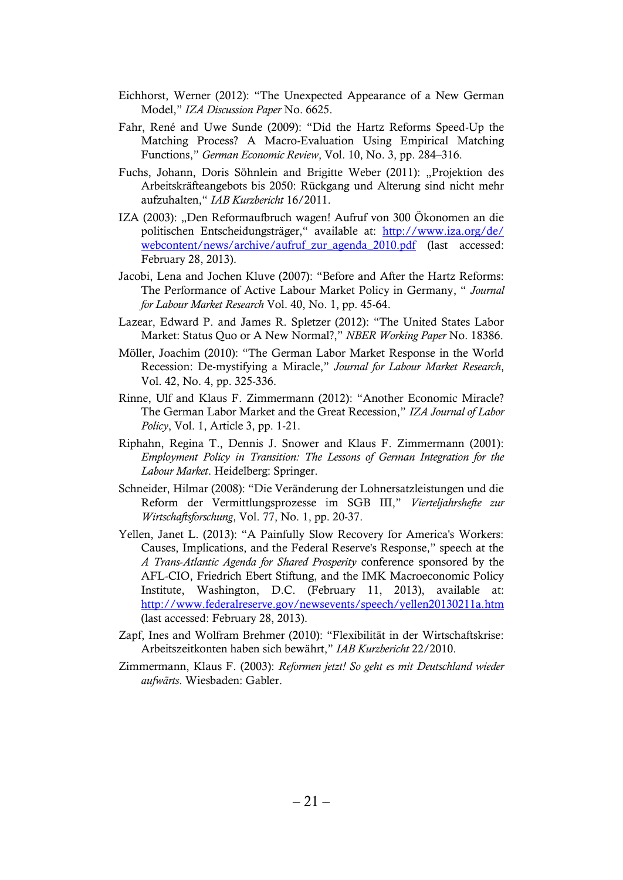Eichhorst, Werner (2012): "The Unexpected Appearance of a New German Model," *IZA Discussion Paper* No. 6625.

Fahr, René and Uwe Sunde (2009): "Did the Hartz Reforms Speed-Up the Matching Process? A Macro-Evaluation Using Empirical Matching Functions," *German Economic Review*, Vol. 10, No. 3, pp. 284–316.

Fuchs, Johann, Doris Söhnlein and Brigitte Weber (2011): „Projektion des Arbeitskräfteangebots bis 2050: Rückgang und Alterung sind nicht mehr aufzuhalten," *IAB Kurzbericht* 16/2011.

IZA (2003): „Den Reformaufbruch wagen! Aufruf von 300 Ökonomen an die politischen Entscheidungsträger," available at: [http://www.iza.org/de/webcontent/news/archive/aufruf_zur_agenda_2010.pdf](http://www.iza.org/de/webcontent/news/archive/aufruf_zur_agenda_2010.pdf) (last accessed: February 28, 2013).

Jacobi, Lena and Jochen Kluve (2007): "Before and After the Hartz Reforms: The Performance of Active Labour Market Policy in Germany, " *Journal for Labour Market Research* Vol. 40, No. 1, pp. 45-64.

Lazear, Edward P. and James R. Spletzer (2012): "The United States Labor Market: Status Quo or A New Normal?," *NBER Working Paper* No. 18386.

Möller, Joachim (2010): "The German Labor Market Response in the World Recession: De-mystifying a Miracle," *Journal for Labour Market Research*, Vol. 42, No. 4, pp. 325-336.

Rinne, Ulf and Klaus F. Zimmermann (2012): "Another Economic Miracle? The German Labor Market and the Great Recession," *IZA Journal of Labor Policy*, Vol. 1, Article 3, pp. 1-21.

Riphahn, Regina T., Dennis J. Snower and Klaus F. Zimmermann (2001): *Employment Policy in Transition: The Lessons of German Integration for the Labour Market*. Heidelberg: Springer.

Schneider, Hilmar (2008): "Die Veränderung der Lohnersatzleistungen und die Reform der Vermittlungsprozesse im SGB III," *Vierteljahrshefte zur Wirtschaftsforschung*, Vol. 77, No. 1, pp. 20-37.

Yellen, Janet L. (2013): "A Painfully Slow Recovery for America's Workers: Causes, Implications, and the Federal Reserve's Response," speech at the *A Trans-Atlantic Agenda for Shared Prosperity* conference sponsored by the AFL-CIO, Friedrich Ebert Stiftung, and the IMK Macroeconomic Policy Institute, Washington, D.C. (February 11, 2013), available at: [http://www.federalreserve.gov/newsevents/speech/yellen20130211a.htm](http://www.federalreserve.gov/newsevents/speech/yellen20130211a.htm) (last accessed: February 28, 2013).

Zapf, Ines and Wolfram Brehmer (2010): "Flexibilität in der Wirtschaftskrise: Arbeitszeitkonten haben sich bewährt," *IAB Kurzbericht* 22/2010.

Zimmermann, Klaus F. (2003): *Reformen jetzt! So geht es mit Deutschland wieder aufwärts*. Wiesbaden: Gabler.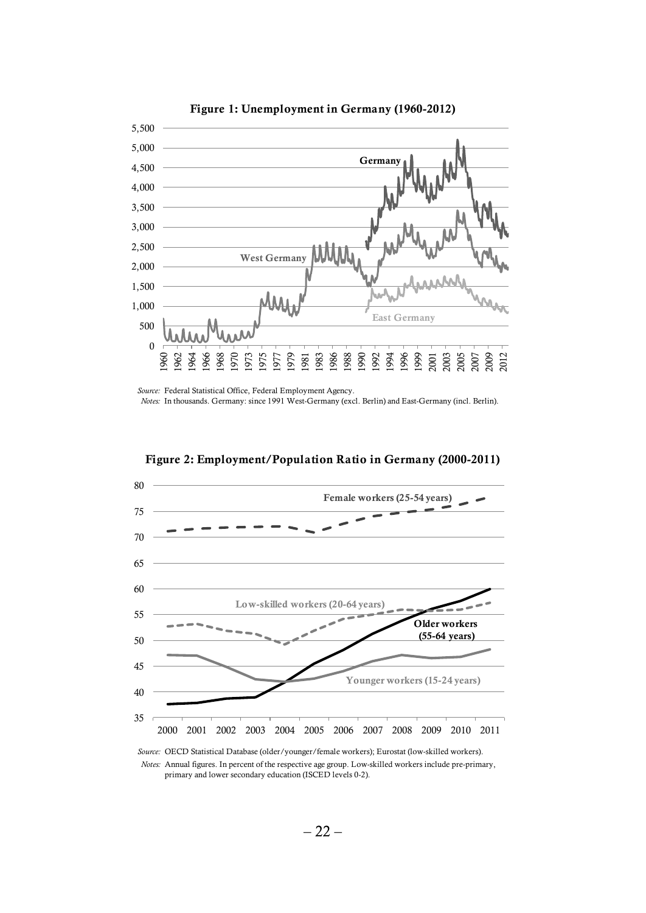**Figure 1: Unemployment in Germany (1960-2012)**

*Source:* Federal Statistical Office, Federal Employment Agency.
*Notes:* In thousands. Germany: since 1991 West-Germany (excl. Berlin) and East-Germany (incl. Berlin).

**Figure 2: Employment/Population Ratio in Germany (2000-2011)**

*Source:* OECD Statistical Database (older/younger/female workers); Eurostat (low-skilled workers).
*Notes:* Annual figures. In percent of the respective age group. Low-skilled workers include pre-primary, primary and lower secondary education (ISCED levels 0-2).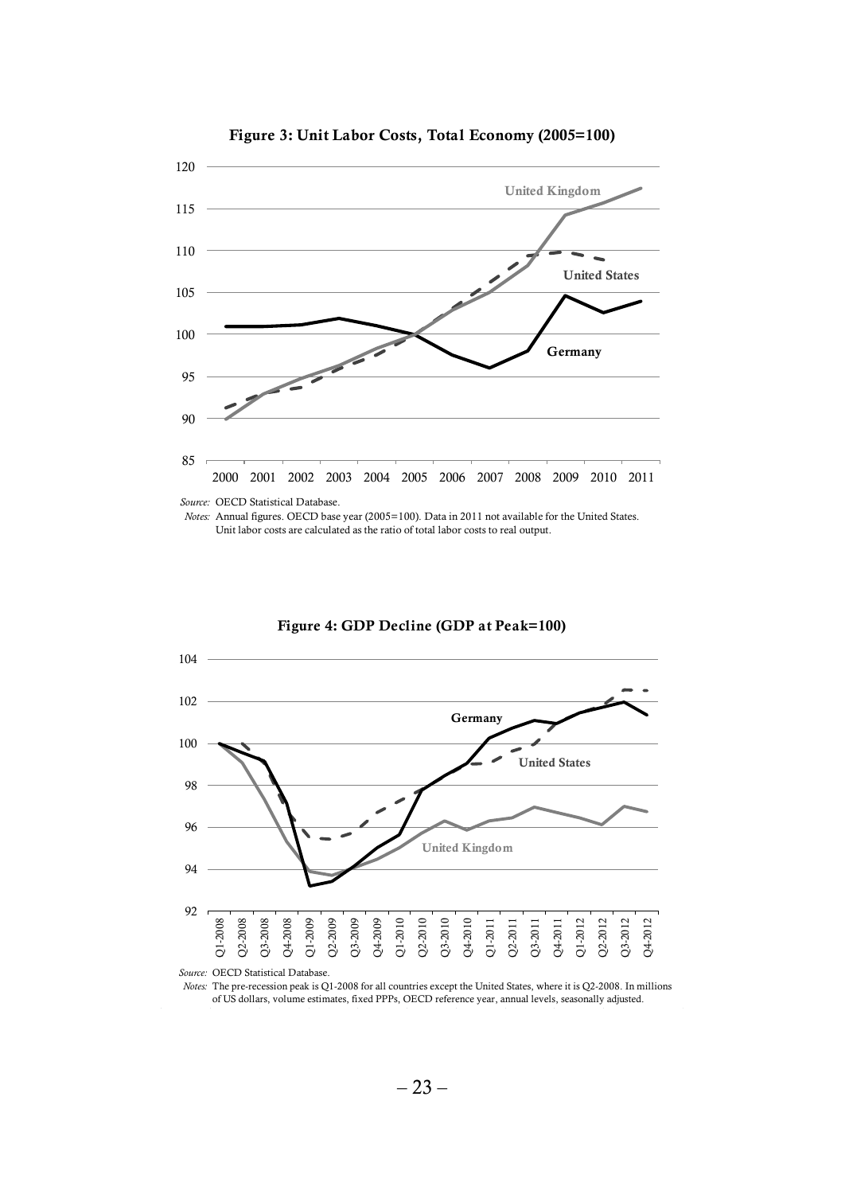**Figure 3: Unit Labor Costs, Total Economy (2005=100)**

*Source:* OECD Statistical Database.

*Notes:* Annual figures. OECD base year (2005=100). Data in 2011 not available for the United States. Unit labor costs are calculated as the ratio of total labor costs to real output.

**Figure 4: GDP Decline (GDP at Peak=100)**

*Source:* OECD Statistical Database.

*Notes:* The pre-recession peak is Q1-2008 for all countries except the United States, where it is Q2-2008. In millions of US dollars, volume estimates, fixed PPPs, OECD reference year, annual levels, seasonally adjusted.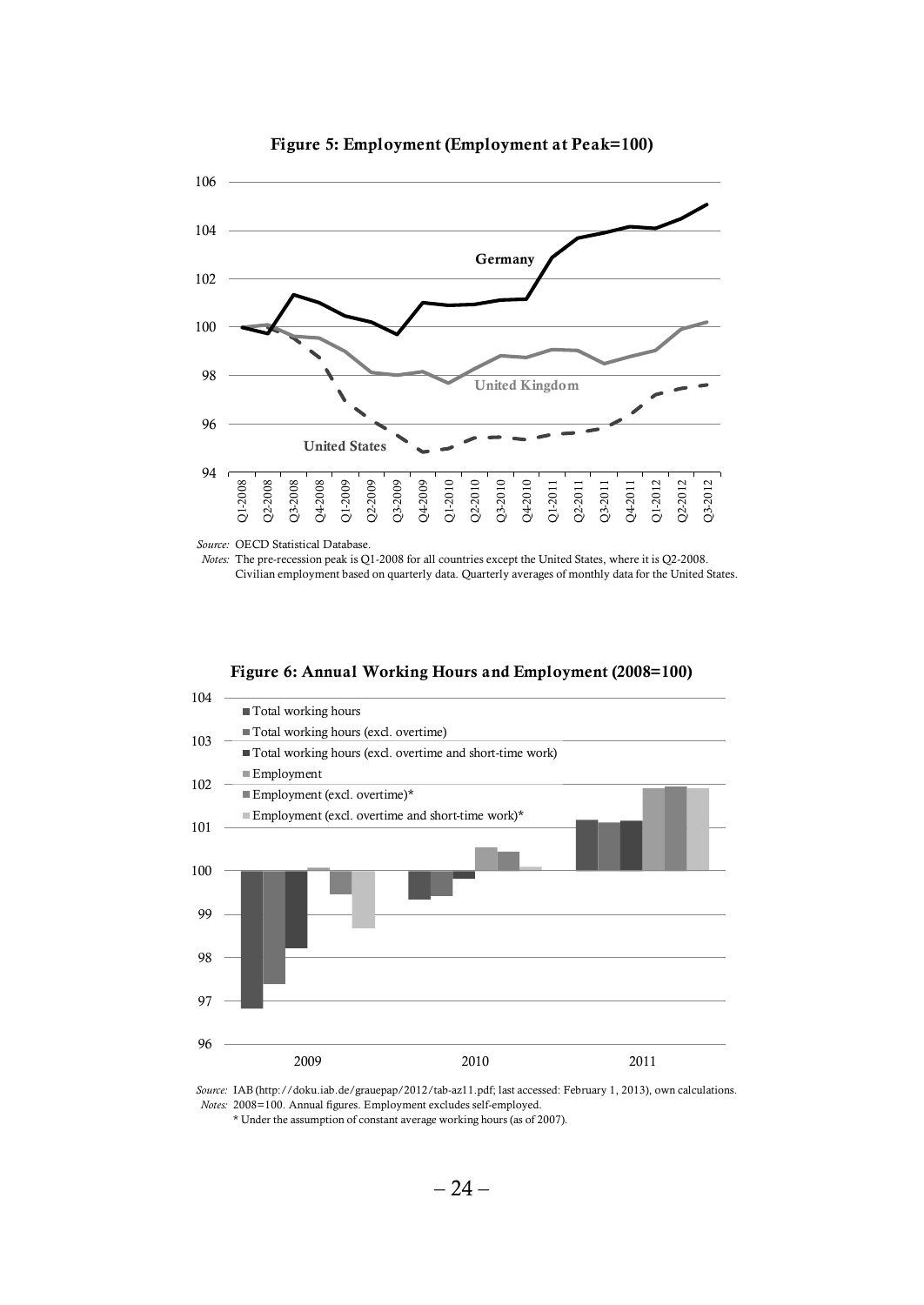**Figure 5: Employment (Employment at Peak=100)**

*Source:* OECD Statistical Database.
*Notes:* The pre-recession peak is Q1-2008 for all countries except the United States, where it is Q2-2008. Civilian employment based on quarterly data. Quarterly averages of monthly data for the United States.

**Figure 6: Annual Working Hours and Employment (2008=100)**

*Source:* IAB (http://doku.iab.de/grauepap/2012/tab-az11.pdf; last accessed: February 1, 2013), own calculations.
*Notes:* 2008=100. Annual figures. Employment excludes self-employed.
\* Under the assumption of constant average working hours (as of 2007).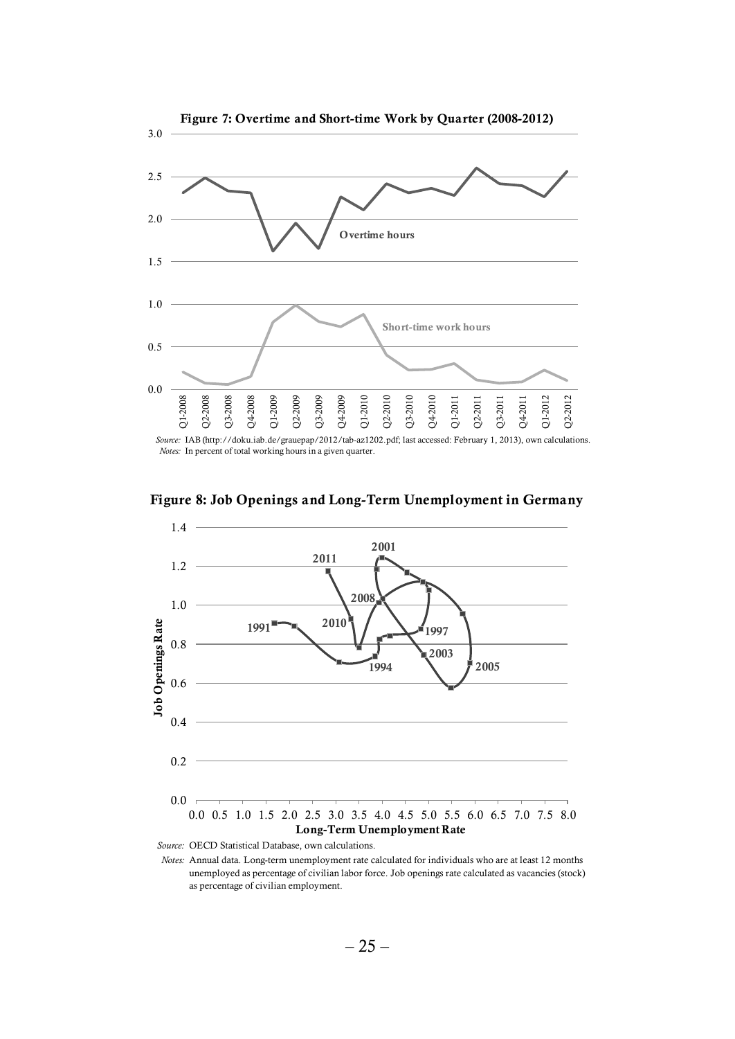**Figure 7: Overtime and Short-time Work by Quarter (2008-2012)**

*Source:* IAB (http://doku.iab.de/grauepap/2012/tab-az1202.pdf; last accessed: February 1, 2013), own calculations.
*Notes:* In percent of total working hours in a given quarter.

**Figure 8: Job Openings and Long-Term Unemployment in Germany**

*Source:* OECD Statistical Database, own calculations.
*Notes:* Annual data. Long-term unemployment rate calculated for individuals who are at least 12 months unemployed as percentage of civilian labor force. Job openings rate calculated as vacancies (stock) as percentage of civilian employment.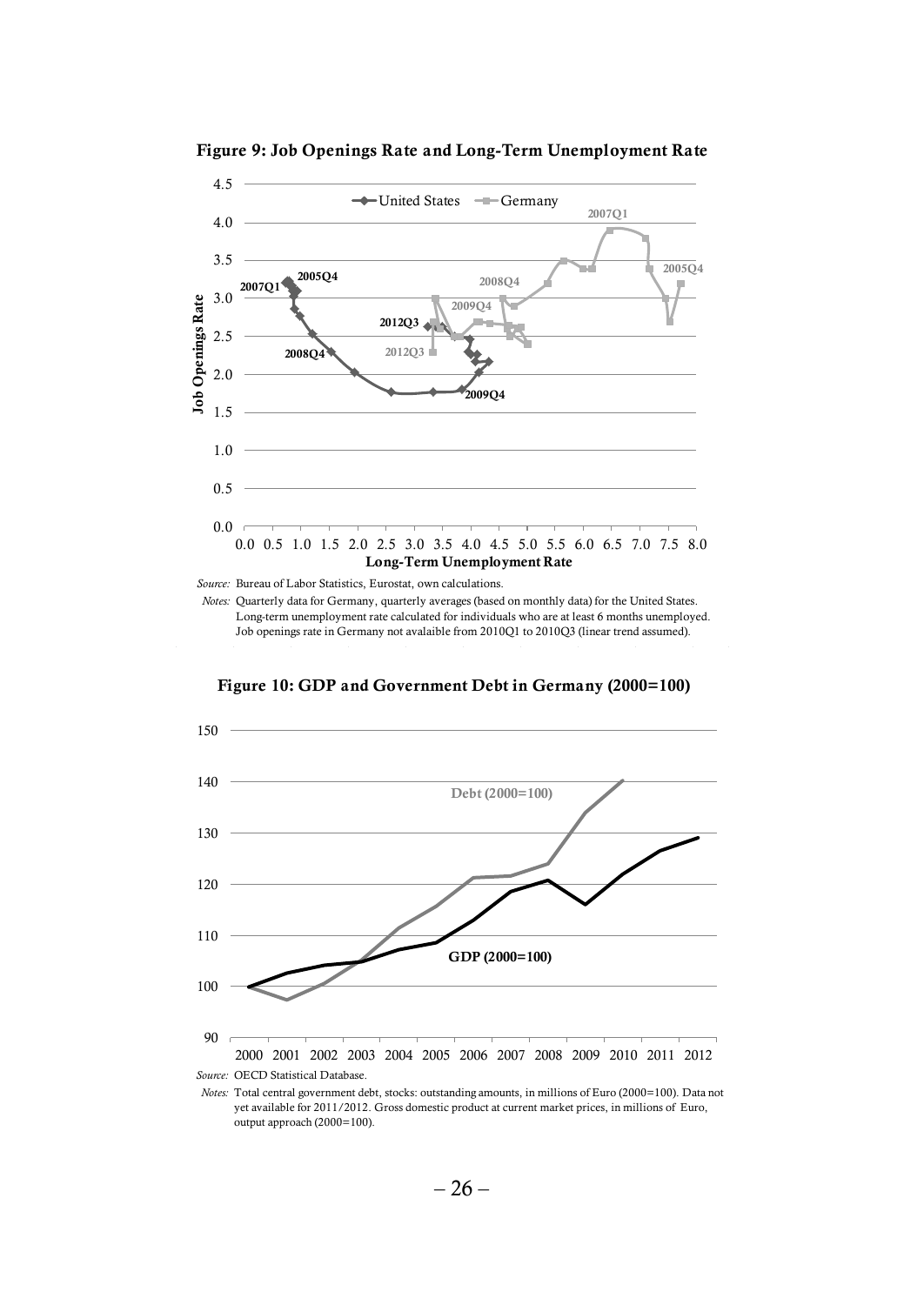**Figure 9: Job Openings Rate and Long-Term Unemployment Rate**

*Source:* Bureau of Labor Statistics, Eurostat, own calculations.

*Notes:* Quarterly data for Germany, quarterly averages (based on monthly data) for the United States. Long-term unemployment rate calculated for individuals who are at least 6 months unemployed. Job openings rate in Germany not avalaible from 2010Q1 to 2010Q3 (linear trend assumed).

**Figure 10: GDP and Government Debt in Germany (2000=100)**

*Source:* OECD Statistical Database.

*Notes:* Total central government debt, stocks: outstanding amounts, in millions of Euro (2000=100). Data not yet available for 2011/2012. Gross domestic product at current market prices, in millions of Euro, output approach (2000=100).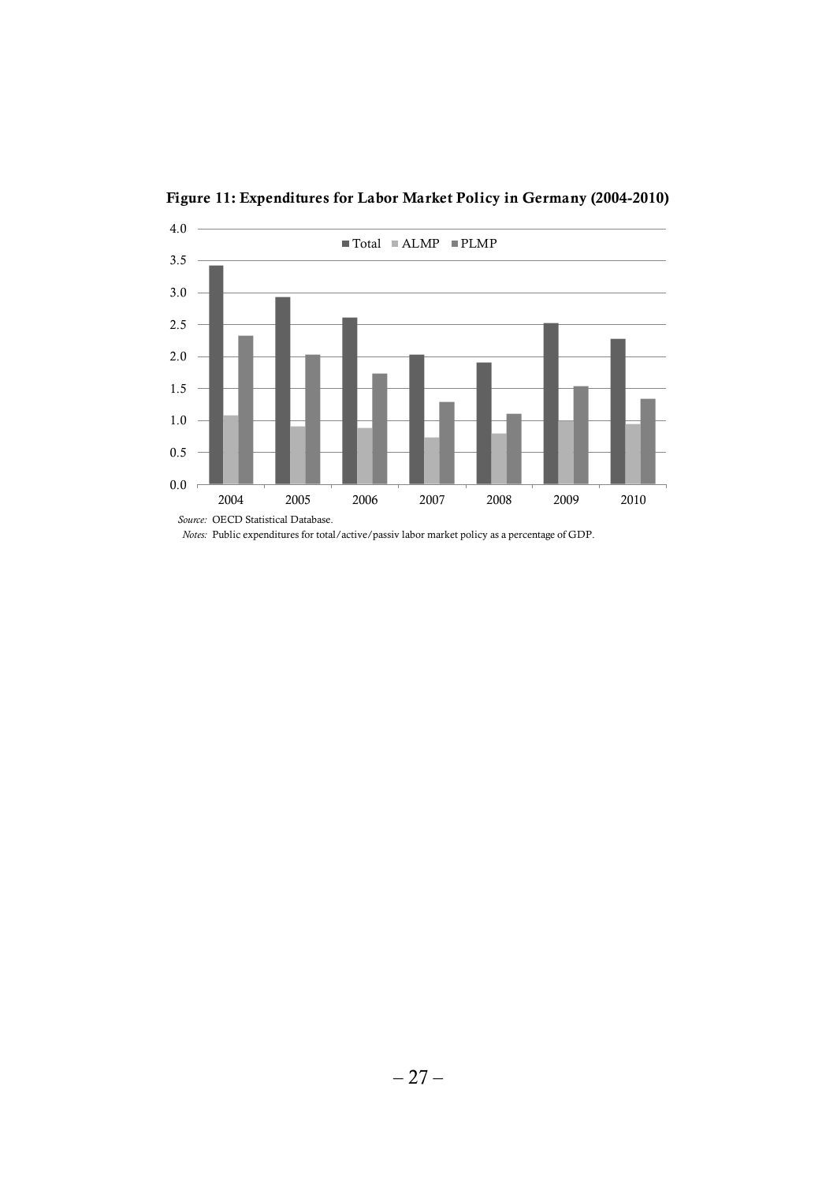**Figure 11: Expenditures for Labor Market Policy in Germany (2004-2010)**

*Source:* OECD Statistical Database.

*Notes:* Public expenditures for total/active/passiv labor market policy as a percentage of GDP.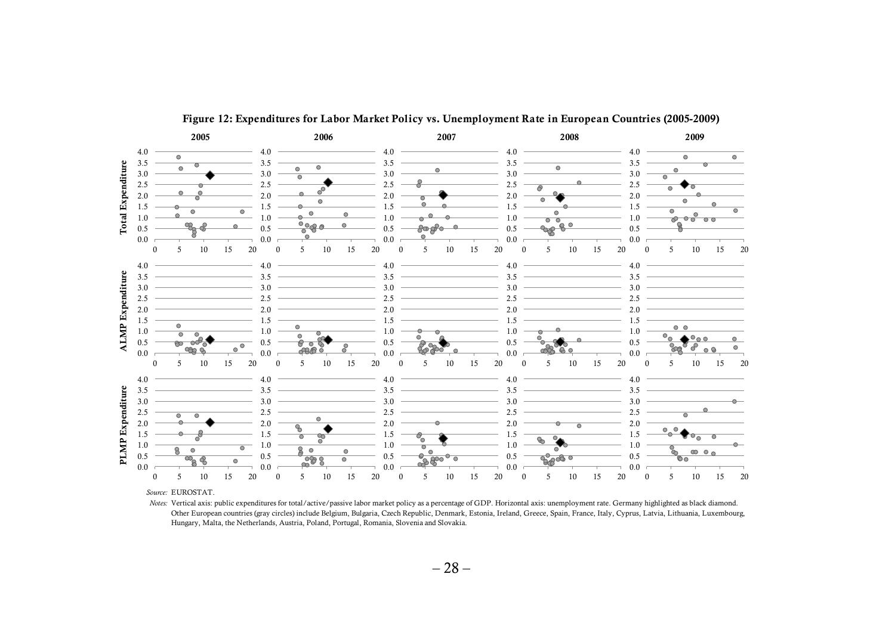**Figure 12: Expenditures for Labor Market Policy vs. Unemployment Rate in European Countries (2005-2009)**

2005 2006 2007 2008 2009

Total Expenditure

ALMP Expenditure

PLMP Expenditure

4.0
3.5
3.0
2.5
2.0
1.5
1.0
0.5
0.0

0 5 10 15 20

*Source:* EUROSTAT.

*Notes:* Vertical axis: public expenditures for total/active/passive labor market policy as a percentage of GDP. Horizontal axis: unemployment rate. Germany highlighted as black diamond. Other European countries (gray circles) include Belgium, Bulgaria, Czech Republic, Denmark, Estonia, Ireland, Greece, Spain, France, Italy, Cyprus, Latvia, Lithuania, Luxembourg, Hungary, Malta, the Netherlands, Austria, Poland, Portugal, Romania, Slovenia and Slovakia.